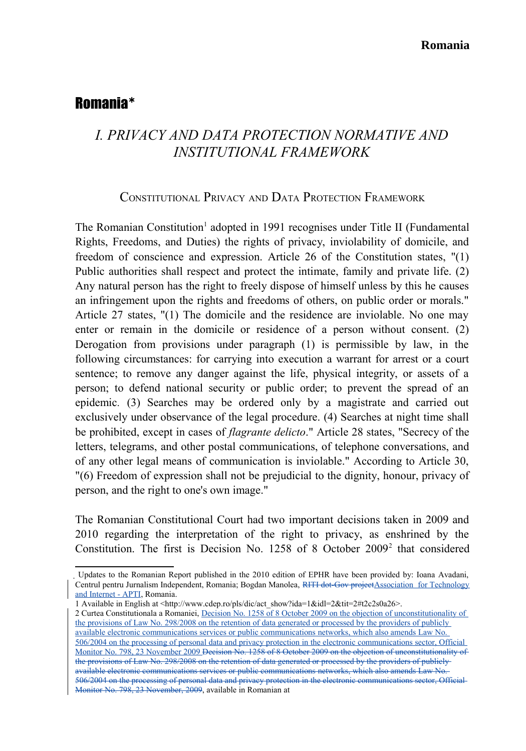# Romania*

## I. PRIVACY AND DATA PROTECTION NORMATIVE AND INSTITUTIONAL FRAMEWORK

### Constitutional Privacy and Data Protection Framework

The Romanian Constitution[1] adopted in 1991 recognises under Title II (Fundamental Rights, Freedoms, and Duties) the rights of privacy, inviolability of domicile, and freedom of conscience and expression. Article 26 of the Constitution states, "(1) Public authorities shall respect and protect the intimate, family and private life. (2) Any natural person has the right to freely dispose of himself unless by this he causes an infringement upon the rights and freedoms of others, on public order or morals." Article 27 states, "(1) The domicile and the residence are inviolable. No one may enter or remain in the domicile or residence of a person without consent. (2) Derogation from provisions under paragraph (1) is permissible by law, in the following circumstances: for carrying into execution a warrant for arrest or a court sentence; to remove any danger against the life, physical integrity, or assets of a person; to defend national security or public order; to prevent the spread of an epidemic. (3) Searches may be ordered only by a magistrate and carried out exclusively under observance of the legal procedure. (4) Searches at night time shall be prohibited, except in cases of *flagrante delicto*." Article 28 states, "Secrecy of the letters, telegrams, and other postal communications, of telephone conversations, and of any other legal means of communication is inviolable." According to Article 30, "(6) Freedom of expression shall not be prejudicial to the dignity, honour, privacy of person, and the right to one's own image."

The Romanian Constitutional Court had two important decisions taken in 2009 and 2010 regarding the interpretation of the right to privacy, as enshrined by the Constitution. The first is Decision No. 1258 of 8 October 2009[2] that considered

---

* Updates to the Romanian Report published in the 2010 edition of EPHR have been provided by: Ioana Avadani, Centrul pentru Jurnalism Independent, Romania; Bogdan Manolea, ~~RITI dot-Gov project~~Association for Technology and Internet - APTI, Romania.

1 Available in English at <http://www.cdep.ro/pls/dic/act_show?ida=1&idl=2&tit=2#t2c2s0a26>.

2 Curtea Constitutionala a Romaniei, Decision No. 1258 of 8 October 2009 on the objection of unconstitutionality of the provisions of Law No. 298/2008 on the retention of data generated or processed by the providers of publicly available electronic communications services or public communications networks, which also amends Law No. 506/2004 on the processing of personal data and privacy protection in the electronic communications sector, Official Monitor No. 798, 23 November 2009 ~~Decision No. 1258 of 8 October 2009 on the objection of unconstitutionality of the provisions of Law No. 298/2008 on the retention of data generated or processed by the providers of publicly available electronic communications services or public communications networks, which also amends Law No. 506/2004 on the processing of personal data and privacy protection in the electronic communications sector, Official Monitor No. 798, 23 November, 2009~~, available in Romanian at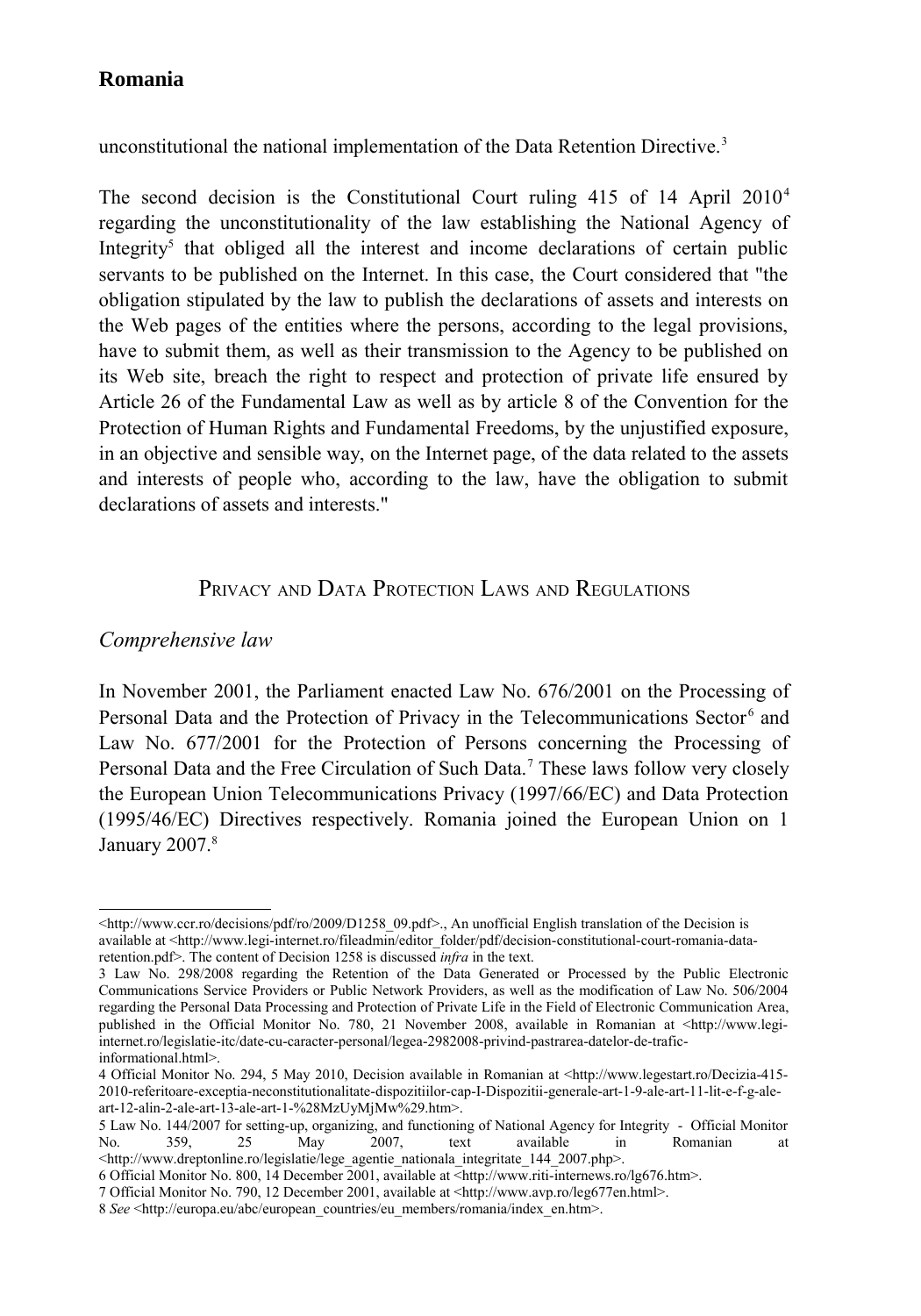unconstitutional the national implementation of the Data Retention Directive.[3]

The second decision is the Constitutional Court ruling 415 of 14 April 2010[4] regarding the unconstitutionality of the law establishing the National Agency of Integrity[5] that obliged all the interest and income declarations of certain public servants to be published on the Internet. In this case, the Court considered that "the obligation stipulated by the law to publish the declarations of assets and interests on the Web pages of the entities where the persons, according to the legal provisions, have to submit them, as well as their transmission to the Agency to be published on its Web site, breach the right to respect and protection of private life ensured by Article 26 of the Fundamental Law as well as by article 8 of the Convention for the Protection of Human Rights and Fundamental Freedoms, by the unjustified exposure, in an objective and sensible way, on the Internet page, of the data related to the assets and interests of people who, according to the law, have the obligation to submit declarations of assets and interests."

## Privacy and Data Protection Laws and Regulations

### *Comprehensive law*

In November 2001, the Parliament enacted Law No. 676/2001 on the Processing of Personal Data and the Protection of Privacy in the Telecommunications Sector[6] and Law No. 677/2001 for the Protection of Persons concerning the Processing of Personal Data and the Free Circulation of Such Data.[7] These laws follow very closely the European Union Telecommunications Privacy (1997/66/EC) and Data Protection (1995/46/EC) Directives respectively. Romania joined the European Union on 1 January 2007.[8]

---

<http://www.ccr.ro/decisions/pdf/ro/2009/D1258_09.pdf>., An unofficial English translation of the Decision is available at <http://www.legi-internet.ro/fileadmin/editor_folder/pdf/decision-constitutional-court-romania-data-retention.pdf>. The content of Decision 1258 is discussed *infra* in the text.

3 Law No. 298/2008 regarding the Retention of the Data Generated or Processed by the Public Electronic Communications Service Providers or Public Network Providers, as well as the modification of Law No. 506/2004 regarding the Personal Data Processing and Protection of Private Life in the Field of Electronic Communication Area, published in the Official Monitor No. 780, 21 November 2008, available in Romanian at <http://www.legi-internet.ro/legislatie-itc/date-cu-caracter-personal/legea-2982008-privind-pastrarea-datelor-de-trafic-informational.html>.

4 Official Monitor No. 294, 5 May 2010, Decision available in Romanian at <http://www.legestart.ro/Decizia-415-2010-referitoare-exceptia-neconstitutionalitate-dispozitiilor-cap-I-Dispozitii-generale-art-1-9-ale-art-11-lit-e-f-g-ale-art-12-alin-2-ale-art-13-ale-art-1-%28MzUyMjMw%29.htm>.

5 Law No. 144/2007 for setting-up, organizing, and functioning of National Agency for Integrity - Official Monitor No. 359, 25 May 2007, text available in Romanian at <http://www.dreptonline.ro/legislatie/lege_agentie_nationala_integritate_144_2007.php>.

6 Official Monitor No. 800, 14 December 2001, available at <http://www.riti-internews.ro/lg676.htm>.

7 Official Monitor No. 790, 12 December 2001, available at <http://www.avp.ro/leg677en.html>.

8 *See* <http://europa.eu/abc/european_countries/eu_members/romania/index_en.htm>.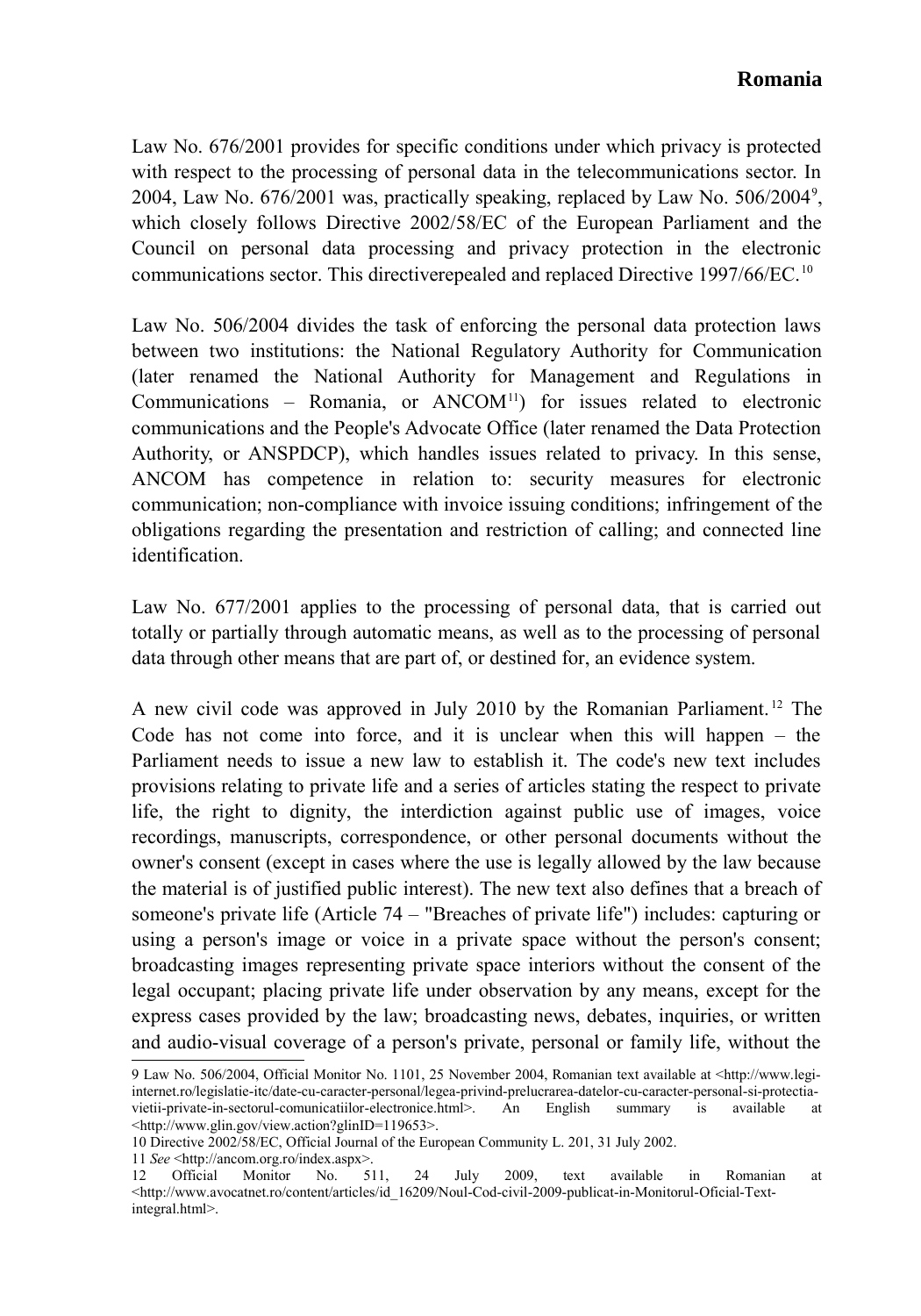Law No. 676/2001 provides for specific conditions under which privacy is protected with respect to the processing of personal data in the telecommunications sector. In 2004, Law No. 676/2001 was, practically speaking, replaced by Law No. 506/2004[9], which closely follows Directive 2002/58/EC of the European Parliament and the Council on personal data processing and privacy protection in the electronic communications sector. This directiverepealed and replaced Directive 1997/66/EC.[10]

Law No. 506/2004 divides the task of enforcing the personal data protection laws between two institutions: the National Regulatory Authority for Communication (later renamed the National Authority for Management and Regulations in Communications – Romania, or ANCOM[11]) for issues related to electronic communications and the People's Advocate Office (later renamed the Data Protection Authority, or ANSPDCP), which handles issues related to privacy. In this sense, ANCOM has competence in relation to: security measures for electronic communication; non-compliance with invoice issuing conditions; infringement of the obligations regarding the presentation and restriction of calling; and connected line identification.

Law No. 677/2001 applies to the processing of personal data, that is carried out totally or partially through automatic means, as well as to the processing of personal data through other means that are part of, or destined for, an evidence system.

A new civil code was approved in July 2010 by the Romanian Parliament.[12] The Code has not come into force, and it is unclear when this will happen – the Parliament needs to issue a new law to establish it. The code's new text includes provisions relating to private life and a series of articles stating the respect to private life, the right to dignity, the interdiction against public use of images, voice recordings, manuscripts, correspondence, or other personal documents without the owner's consent (except in cases where the use is legally allowed by the law because the material is of justified public interest). The new text also defines that a breach of someone's private life (Article 74 – "Breaches of private life") includes: capturing or using a person's image or voice in a private space without the person's consent; broadcasting images representing private space interiors without the consent of the legal occupant; placing private life under observation by any means, except for the express cases provided by the law; broadcasting news, debates, inquiries, or written and audio-visual coverage of a person's private, personal or family life, without the

---

9 Law No. 506/2004, Official Monitor No. 1101, 25 November 2004, Romanian text available at <http://www.legi-internet.ro/legislatie-itc/date-cu-caracter-personal/legea-privind-prelucrarea-datelor-cu-caracter-personal-si-protectia-vietii-private-in-sectorul-comunicatiilor-electronice.html>. An English summary is available at <http://www.glin.gov/view.action?glinID=119653>.

10 Directive 2002/58/EC, Official Journal of the European Community L. 201, 31 July 2002.

11 *See* <http://ancom.org.ro/index.aspx>.

12 Official Monitor No. 511, 24 July 2009, text available in Romanian at <http://www.avocatnet.ro/content/articles/id_16209/Noul-Cod-civil-2009-publicat-in-Monitorul-Oficial-Text-integral.html>.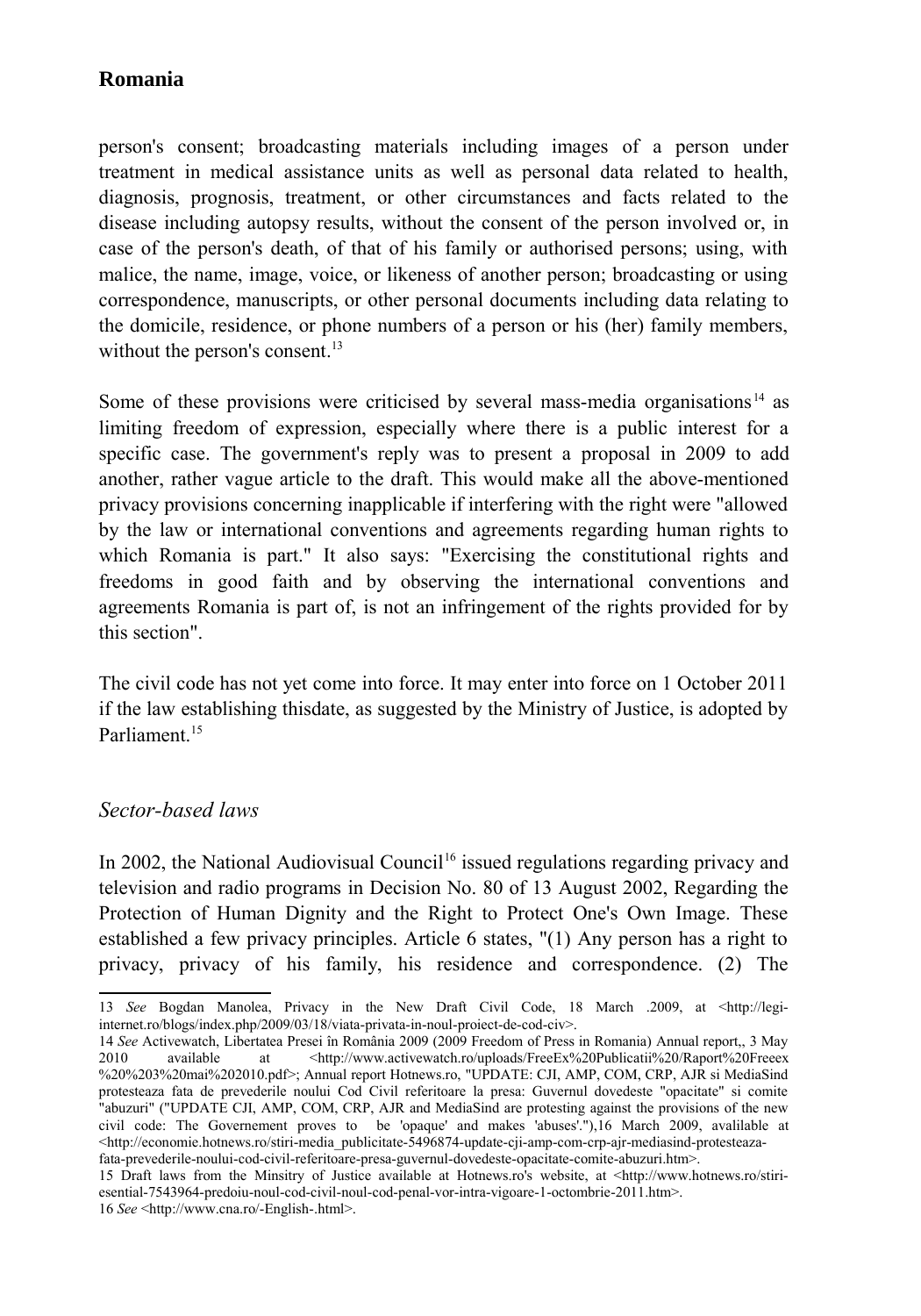person's consent; broadcasting materials including images of a person under treatment in medical assistance units as well as personal data related to health, diagnosis, prognosis, treatment, or other circumstances and facts related to the disease including autopsy results, without the consent of the person involved or, in case of the person's death, of that of his family or authorised persons; using, with malice, the name, image, voice, or likeness of another person; broadcasting or using correspondence, manuscripts, or other personal documents including data relating to the domicile, residence, or phone numbers of a person or his (her) family members, without the person's consent.[13]

Some of these provisions were criticised by several mass-media organisations[14] as limiting freedom of expression, especially where there is a public interest for a specific case. The government's reply was to present a proposal in 2009 to add another, rather vague article to the draft. This would make all the above-mentioned privacy provisions concerning inapplicable if interfering with the right were "allowed by the law or international conventions and agreements regarding human rights to which Romania is part." It also says: "Exercising the constitutional rights and freedoms in good faith and by observing the international conventions and agreements Romania is part of, is not an infringement of the rights provided for by this section".

The civil code has not yet come into force. It may enter into force on 1 October 2011 if the law establishing thisdate, as suggested by the Ministry of Justice, is adopted by Parliament.[15]

### *Sector-based laws*

In 2002, the National Audiovisual Council[16] issued regulations regarding privacy and television and radio programs in Decision No. 80 of 13 August 2002, Regarding the Protection of Human Dignity and the Right to Protect One's Own Image. These established a few privacy principles. Article 6 states, "(1) Any person has a right to privacy, privacy of his family, his residence and correspondence. (2) The

---

13 *See* Bogdan Manolea, Privacy in the New Draft Civil Code, 18 March .2009, at <http://legi-internet.ro/blogs/index.php/2009/03/18/viata-privata-in-noul-proiect-de-cod-civ>.

14 *See* Activewatch, Libertatea Presei în România 2009 (2009 Freedom of Press in Romania) Annual report,, 3 May 2010 available at <http://www.activewatch.ro/uploads/FreeEx%20Publicatii%20/Raport%20Freeex%20%203%20mai%202010.pdf>; Annual report Hotnews.ro, "UPDATE: CJI, AMP, COM, CRP, AJR si MediaSind protesteaza fata de prevederile noului Cod Civil referitoare la presa: Guvernul dovedeste "opacitate" si comite "abuzuri" ("UPDATE CJI, AMP, COM, CRP, AJR and MediaSind are protesting against the provisions of the new civil code: The Governement proves to be 'opaque' and makes 'abuses'."),16 March 2009, avalilable at <http://economie.hotnews.ro/stiri-media_publicitate-5496874-update-cji-amp-com-crp-ajr-mediasind-protesteaza-fata-prevederile-noului-cod-civil-referitoare-presa-guvernul-dovedeste-opacitate-comite-abuzuri.htm>.

15 Draft laws from the Minsitry of Justice available at Hotnews.ro's website, at <http://www.hotnews.ro/stiri-esential-7543964-predoiu-noul-cod-civil-noul-cod-penal-vor-intra-vigoare-1-octombrie-2011.htm>.

16 *See* <http://www.cna.ro/-English-.html>.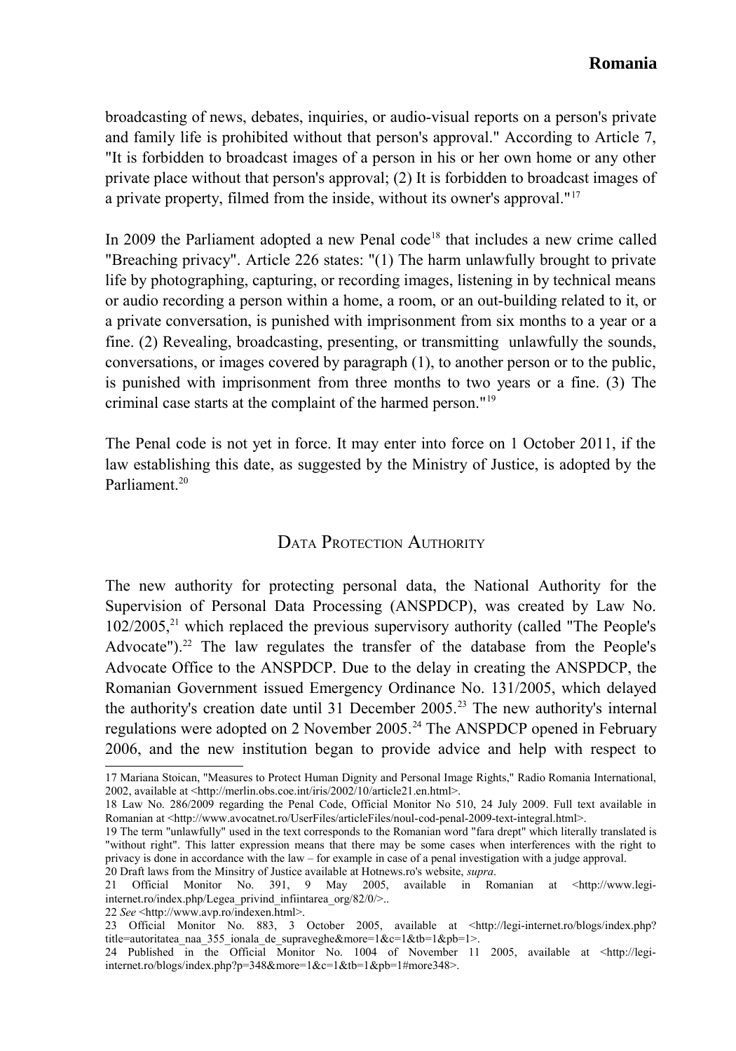broadcasting of news, debates, inquiries, or audio-visual reports on a person's private and family life is prohibited without that person's approval." According to Article 7, "It is forbidden to broadcast images of a person in his or her own home or any other private place without that person's approval; (2) It is forbidden to broadcast images of a private property, filmed from the inside, without its owner's approval."[17]

In 2009 the Parliament adopted a new Penal code[18] that includes a new crime called "Breaching privacy". Article 226 states: "(1) The harm unlawfully brought to private life by photographing, capturing, or recording images, listening in by technical means or audio recording a person within a home, a room, or an out-building related to it, or a private conversation, is punished with imprisonment from six months to a year or a fine. (2) Revealing, broadcasting, presenting, or transmitting unlawfully the sounds, conversations, or images covered by paragraph (1), to another person or to the public, is punished with imprisonment from three months to two years or a fine. (3) The criminal case starts at the complaint of the harmed person."[19]

The Penal code is not yet in force. It may enter into force on 1 October 2011, if the law establishing this date, as suggested by the Ministry of Justice, is adopted by the Parliament.[20]

## Data Protection Authority

The new authority for protecting personal data, the National Authority for the Supervision of Personal Data Processing (ANSPDCP), was created by Law No. 102/2005,[21] which replaced the previous supervisory authority (called "The People's Advocate").[22] The law regulates the transfer of the database from the People's Advocate Office to the ANSPDCP. Due to the delay in creating the ANSPDCP, the Romanian Government issued Emergency Ordinance No. 131/2005, which delayed the authority's creation date until 31 December 2005.[23] The new authority's internal regulations were adopted on 2 November 2005.[24] The ANSPDCP opened in February 2006, and the new institution began to provide advice and help with respect to

---

17 Mariana Stoican, "Measures to Protect Human Dignity and Personal Image Rights," Radio Romania International, 2002, available at <http://merlin.obs.coe.int/iris/2002/10/article21.en.html>.

18 Law No. 286/2009 regarding the Penal Code, Official Monitor No 510, 24 July 2009. Full text available in Romanian at <http://www.avocatnet.ro/UserFiles/articleFiles/noul-cod-penal-2009-text-integral.html>.

19 The term "unlawfully" used in the text corresponds to the Romanian word "fara drept" which literally translated is "without right". This latter expression means that there may be some cases when interferences with the right to privacy is done in accordance with the law – for example in case of a penal investigation with a judge approval.

20 Draft laws from the Minsitry of Justice available at Hotnews.ro's website, *supra*.

21 Official Monitor No. 391, 9 May 2005, available in Romanian at <http://www.legi-internet.ro/index.php/Legea_privind_infiintarea_org/82/0/>..

22 *See* <http://www.avp.ro/indexen.html>.

23 Official Monitor No. 883, 3 October 2005, available at <http://legi-internet.ro/blogs/index.php?title=autoritatea_naa_355_ionala_de_supraveghe&more=1&c=1&tb=1&pb=1>.

24 Published in the Official Monitor No. 1004 of November 11 2005, available at <http://legi-internet.ro/blogs/index.php?p=348&more=1&c=1&tb=1&pb=1#more348>.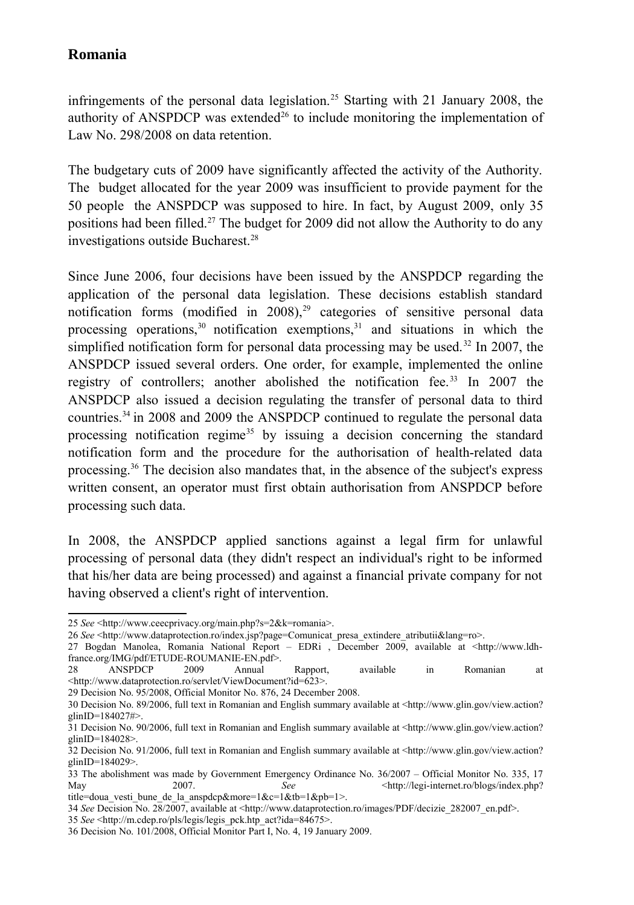## Romania

infringements of the personal data legislation.[25] Starting with 21 January 2008, the authority of ANSPDCP was extended[26] to include monitoring the implementation of Law No. 298/2008 on data retention.

The budgetary cuts of 2009 have significantly affected the activity of the Authority. The budget allocated for the year 2009 was insufficient to provide payment for the 50 people the ANSPDCP was supposed to hire. In fact, by August 2009, only 35 positions had been filled.[27] The budget for 2009 did not allow the Authority to do any investigations outside Bucharest.[28]

Since June 2006, four decisions have been issued by the ANSPDCP regarding the application of the personal data legislation. These decisions establish standard notification forms (modified in 2008),[29] categories of sensitive personal data processing operations,[30] notification exemptions,[31] and situations in which the simplified notification form for personal data processing may be used.[32] In 2007, the ANSPDCP issued several orders. One order, for example, implemented the online registry of controllers; another abolished the notification fee.[33] In 2007 the ANSPDCP also issued a decision regulating the transfer of personal data to third countries.[34] in 2008 and 2009 the ANSPDCP continued to regulate the personal data processing notification regime[35] by issuing a decision concerning the standard notification form and the procedure for the authorisation of health-related data processing.[36] The decision also mandates that, in the absence of the subject's express written consent, an operator must first obtain authorisation from ANSPDCP before processing such data.

In 2008, the ANSPDCP applied sanctions against a legal firm for unlawful processing of personal data (they didn't respect an individual's right to be informed that his/her data are being processed) and against a financial private company for not having observed a client's right of intervention.

---

25 *See* <http://www.ceecprivacy.org/main.php?s=2&k=romania>.

26 *See* <http://www.dataprotection.ro/index.jsp?page=Comunicat_presa_extindere_atributii&lang=ro>.

27 Bogdan Manolea, Romania National Report – EDRi , December 2009, available at <http://www.ldh-france.org/IMG/pdf/ETUDE-ROUMANIE-EN.pdf>.

28 ANSPDCP 2009 Annual Rapport, available in Romanian at <http://www.dataprotection.ro/servlet/ViewDocument?id=623>.

29 Decision No. 95/2008, Official Monitor No. 876, 24 December 2008.

30 Decision No. 89/2006, full text in Romanian and English summary available at <http://www.glin.gov/view.action?glinID=184027#>.

31 Decision No. 90/2006, full text in Romanian and English summary available at <http://www.glin.gov/view.action?glinID=184028>.

32 Decision No. 91/2006, full text in Romanian and English summary available at <http://www.glin.gov/view.action?glinID=184029>.

33 The abolishment was made by Government Emergency Ordinance No. 36/2007 – Official Monitor No. 335, 17 May 2007. *See* <http://legi-internet.ro/blogs/index.php?title=doua_vesti_bune_de_la_anspdcp&more=1&c=1&tb=1&pb=1>.

34 *See* Decision No. 28/2007, available at <http://www.dataprotection.ro/images/PDF/decizie_282007_en.pdf>.

35 *See* <http://m.cdep.ro/pls/legis/legis_pck.htp_act?ida=84675>.

36 Decision No. 101/2008, Official Monitor Part I, No. 4, 19 January 2009.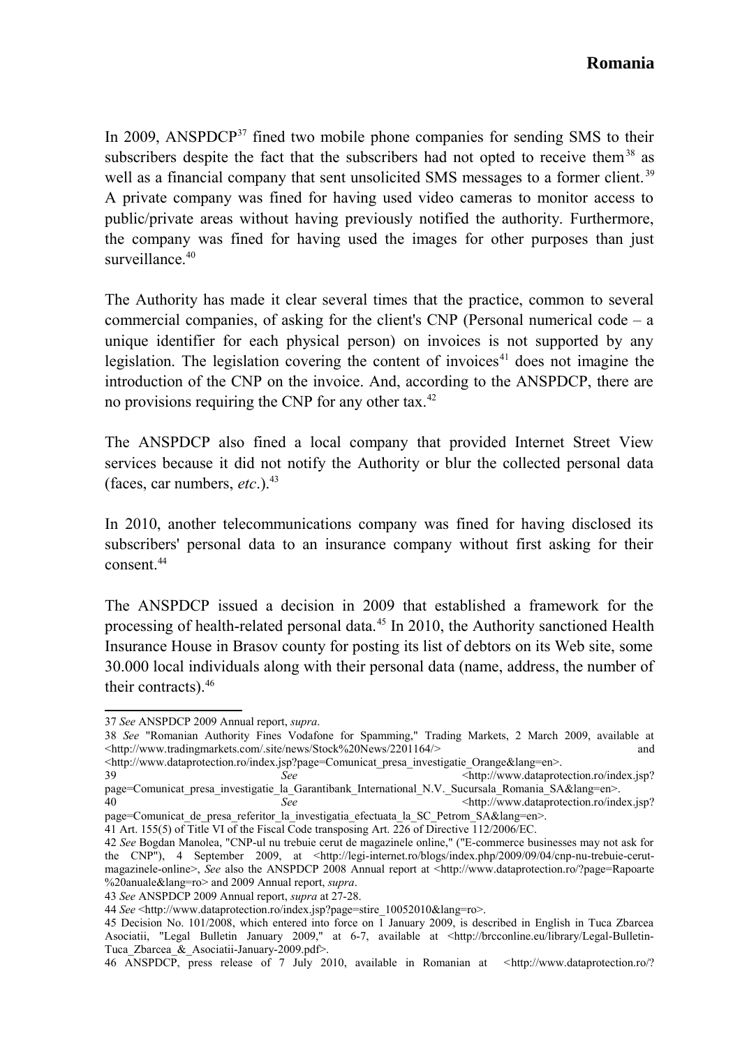In 2009, ANSPDCP[37] fined two mobile phone companies for sending SMS to their subscribers despite the fact that the subscribers had not opted to receive them[38] as well as a financial company that sent unsolicited SMS messages to a former client.[39] A private company was fined for having used video cameras to monitor access to public/private areas without having previously notified the authority. Furthermore, the company was fined for having used the images for other purposes than just surveillance.[40]

The Authority has made it clear several times that the practice, common to several commercial companies, of asking for the client's CNP (Personal numerical code – a unique identifier for each physical person) on invoices is not supported by any legislation. The legislation covering the content of invoices[41] does not imagine the introduction of the CNP on the invoice. And, according to the ANSPDCP, there are no provisions requiring the CNP for any other tax.[42]

The ANSPDCP also fined a local company that provided Internet Street View services because it did not notify the Authority or blur the collected personal data (faces, car numbers, *etc*.).[43]

In 2010, another telecommunications company was fined for having disclosed its subscribers' personal data to an insurance company without first asking for their consent.[44]

The ANSPDCP issued a decision in 2009 that established a framework for the processing of health-related personal data.[45] In 2010, the Authority sanctioned Health Insurance House in Brasov county for posting its list of debtors on its Web site, some 30.000 local individuals along with their personal data (name, address, the number of their contracts).[46]

---

37 *See* ANSPDCP 2009 Annual report, *supra*.

38 *See* "Romanian Authority Fines Vodafone for Spamming," Trading Markets, 2 March 2009, available at <http://www.tradingmarkets.com/.site/news/Stock%20News/2201164/> and <http://www.dataprotection.ro/index.jsp?page=Comunicat_presa_investigatie_Orange&lang=en>.

39 *See* <http://www.dataprotection.ro/index.jsp?page=Comunicat_presa_investigatie_la_Garantibank_International_N.V._Sucursala_Romania_SA&lang=en>.

40 *See* <http://www.dataprotection.ro/index.jsp?page=Comunicat_de_presa_referitor_la_investigatia_efectuata_la_SC_Petrom_SA&lang=en>.

41 Art. 155(5) of Title VI of the Fiscal Code transposing Art. 226 of Directive 112/2006/EC.

42 *See* Bogdan Manolea, "CNP-ul nu trebuie cerut de magazinele online," ("E-commerce businesses may not ask for the CNP"), 4 September 2009, at <http://legi-internet.ro/blogs/index.php/2009/09/04/cnp-nu-trebuie-cerut-magazinele-online>, *See* also the ANSPDCP 2008 Annual report at <http://www.dataprotection.ro/?page=Rapoarte%20anuale&lang=ro> and 2009 Annual report, *supra*.

43 *See* ANSPDCP 2009 Annual report, *supra* at 27-28.

44 *See* <http://www.dataprotection.ro/index.jsp?page=stire_10052010&lang=ro>.

45 Decision No. 101/2008, which entered into force on 1 January 2009, is described in English in Tuca Zbarcea Asociatii, "Legal Bulletin January 2009," at 6-7, available at <http://brcconline.eu/library/Legal-Bulletin-Tuca_Zbarcea_&_Asociatii-January-2009.pdf>.

46 ANSPDCP, press release of 7 July 2010, available in Romanian at <http://www.dataprotection.ro/?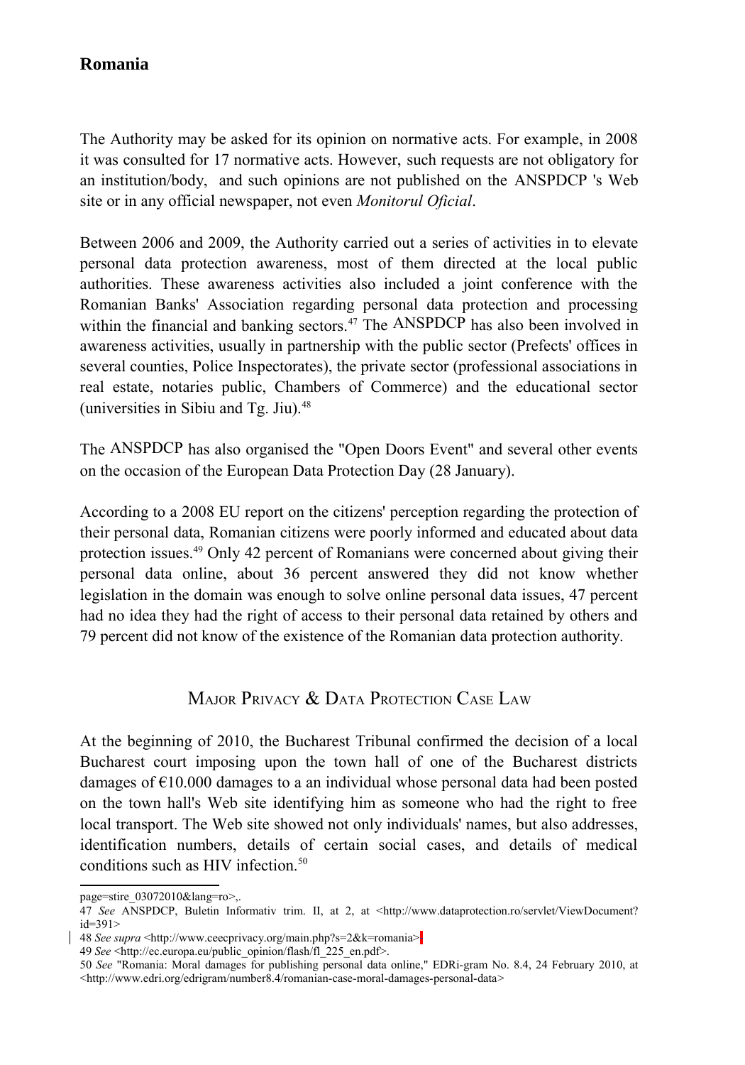The Authority may be asked for its opinion on normative acts. For example, in 2008 it was consulted for 17 normative acts. However, such requests are not obligatory for an institution/body, and such opinions are not published on the ANSPDCP 's Web site or in any official newspaper, not even *Monitorul Oficial*.

Between 2006 and 2009, the Authority carried out a series of activities in to elevate personal data protection awareness, most of them directed at the local public authorities. These awareness activities also included a joint conference with the Romanian Banks' Association regarding personal data protection and processing within the financial and banking sectors.[47] The ANSPDCP has also been involved in awareness activities, usually in partnership with the public sector (Prefects' offices in several counties, Police Inspectorates), the private sector (professional associations in real estate, notaries public, Chambers of Commerce) and the educational sector (universities in Sibiu and Tg. Jiu).[48]

The ANSPDCP has also organised the "Open Doors Event" and several other events on the occasion of the European Data Protection Day (28 January).

According to a 2008 EU report on the citizens' perception regarding the protection of their personal data, Romanian citizens were poorly informed and educated about data protection issues.[49] Only 42 percent of Romanians were concerned about giving their personal data online, about 36 percent answered they did not know whether legislation in the domain was enough to solve online personal data issues, 47 percent had no idea they had the right of access to their personal data retained by others and 79 percent did not know of the existence of the Romanian data protection authority.

## Major Privacy & Data Protection Case Law

At the beginning of 2010, the Bucharest Tribunal confirmed the decision of a local Bucharest court imposing upon the town hall of one of the Bucharest districts damages of €10.000 damages to a an individual whose personal data had been posted on the town hall's Web site identifying him as someone who had the right to free local transport. The Web site showed not only individuals' names, but also addresses, identification numbers, details of certain social cases, and details of medical conditions such as HIV infection.[50]

---

page=stire_03072010&lang=ro>,.

47 *See* ANSPDCP, Buletin Informativ trim. II, at 2, at <http://www.dataprotection.ro/servlet/ViewDocument?id=391>

48 *See supra* <http://www.ceecprivacy.org/main.php?s=2&k=romania>

49 *See* <http://ec.europa.eu/public_opinion/flash/fl_225_en.pdf>.

50 *See* "Romania: Moral damages for publishing personal data online," EDRi-gram No. 8.4, 24 February 2010, at <http://www.edri.org/edrigram/number8.4/romanian-case-moral-damages-personal-data>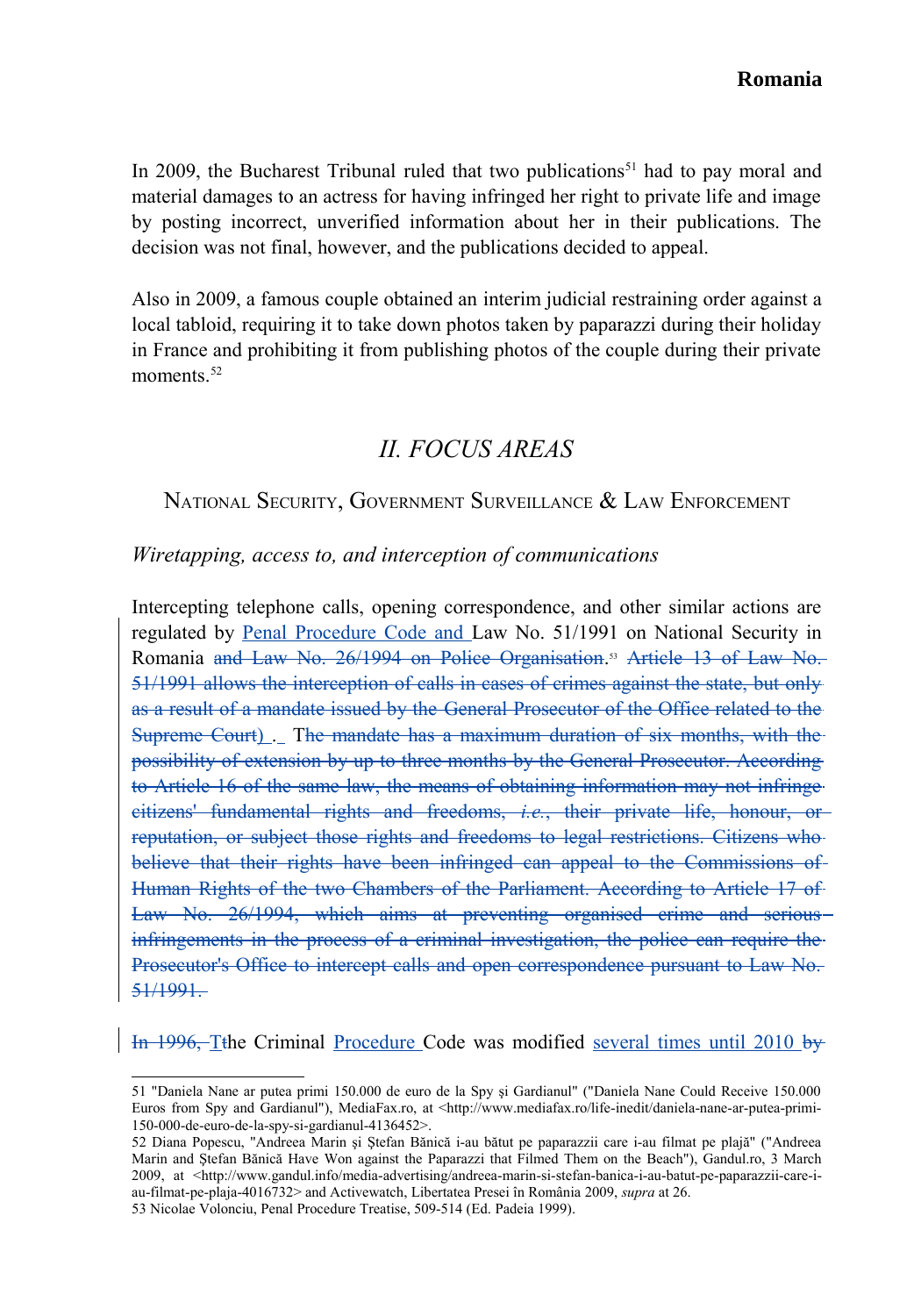In 2009, the Bucharest Tribunal ruled that two publications[51] had to pay moral and material damages to an actress for having infringed her right to private life and image by posting incorrect, unverified information about her in their publications. The decision was not final, however, and the publications decided to appeal.

Also in 2009, a famous couple obtained an interim judicial restraining order against a local tabloid, requiring it to take down photos taken by paparazzi during their holiday in France and prohibiting it from publishing photos of the couple during their private moments.[52]

## II. FOCUS AREAS

### National Security, Government Surveillance & Law Enforcement

#### *Wiretapping, access to, and interception of communications*

Intercepting telephone calls, opening correspondence, and other similar actions are regulated by Penal Procedure Code and Law No. 51/1991 on National Security in Romania ~~and Law No. 26/1994 on Police Organisation.~~[53] ~~Article 13 of Law No. 51/1991 allows the interception of calls in cases of crimes against the state, but only as a result of a mandate issued by the General Prosecutor of the Office related to the Supreme Court)~~ . The ~~mandate has a maximum duration of six months, with the possibility of extension by up to three months by the General Prosecutor. According to Article 16 of the same law, the means of obtaining information may not infringe citizens' fundamental rights and freedoms, *i.e.*, their private life, honour, or reputation, or subject those rights and freedoms to legal restrictions. Citizens who believe that their rights have been infringed can appeal to the Commissions of Human Rights of the two Chambers of the Parliament. According to Article 17 of Law No. 26/1994, which aims at preventing organised crime and serious infringements in the process of a criminal investigation, the police can require the Prosecutor's Office to intercept calls and open correspondence pursuant to Law No. 51/1991.~~

~~In 1996, T~~The Criminal Procedure Code was modified several times until 2010 ~~by~~

---

51 "Daniela Nane ar putea primi 150.000 de euro de la Spy şi Gardianul" ("Daniela Nane Could Receive 150.000 Euros from Spy and Gardianul"), MediaFax.ro, at <http://www.mediafax.ro/life-inedit/daniela-nane-ar-putea-primi-150-000-de-euro-de-la-spy-si-gardianul-4136452>.

52 Diana Popescu, "Andreea Marin şi Ştefan Bănică i-au bătut pe paparazzii care i-au filmat pe plajă" ("Andreea Marin and Ştefan Bănică Have Won against the Paparazzi that Filmed Them on the Beach"), Gandul.ro, 3 March 2009, at <http://www.gandul.info/media-advertising/andreea-marin-si-stefan-banica-i-au-batut-pe-paparazzii-care-i-au-filmat-pe-plaja-4016732> and Activewatch, Libertatea Presei în România 2009, *supra* at 26.

53 Nicolae Volonciu, Penal Procedure Treatise, 509-514 (Ed. Padeia 1999).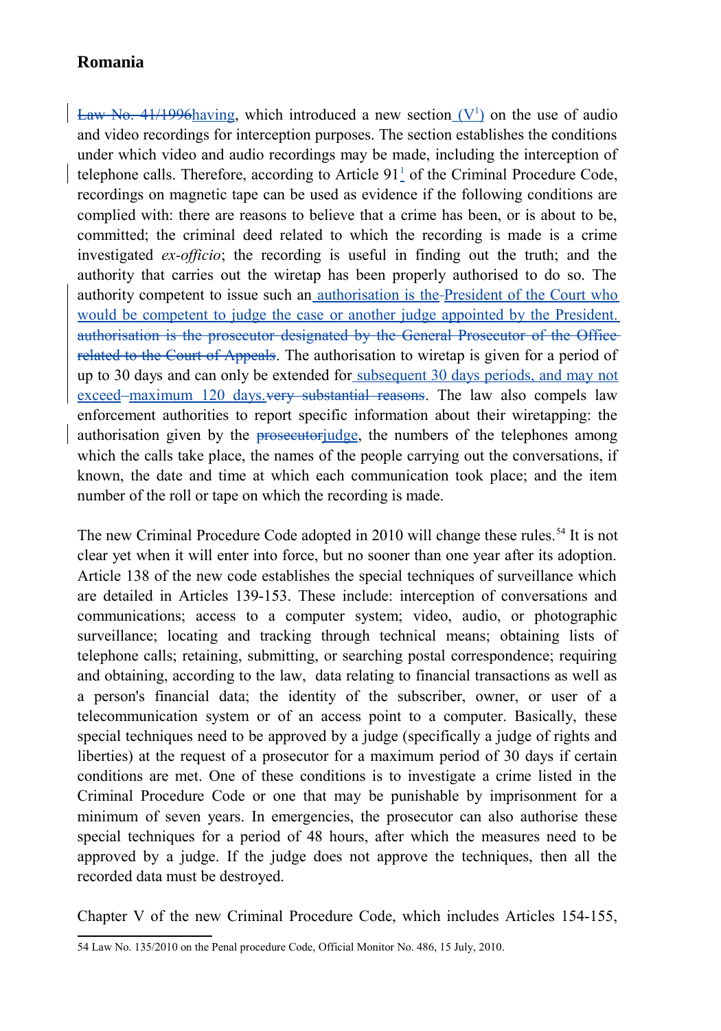## Romania

~~Law No. 41/1996~~having, which introduced a new section ($V^1$) on the use of audio and video recordings for interception purposes. The section establishes the conditions under which video and audio recordings may be made, including the interception of telephone calls. Therefore, according to Article $91^1$ of the Criminal Procedure Code, recordings on magnetic tape can be used as evidence if the following conditions are complied with: there are reasons to believe that a crime has been, or is about to be, committed; the criminal deed related to which the recording is made is a crime investigated *ex-officio*; the recording is useful in finding out the truth; and the authority that carries out the wiretap has been properly authorised to do so. The authority competent to issue such an authorisation is the President of the Court who would be competent to judge the case or another judge appointed by the President. ~~authorisation is the prosecutor designated by the General Prosecutor of the Office related to the Court of Appeals~~. The authorisation to wiretap is given for a period of up to 30 days and can only be extended for subsequent 30 days periods, and may not exceed maximum 120 days.~~very substantial reasons~~. The law also compels law enforcement authorities to report specific information about their wiretapping: the authorisation given by the ~~prosecutor~~judge, the numbers of the telephones among which the calls take place, the names of the people carrying out the conversations, if known, the date and time at which each communication took place; and the item number of the roll or tape on which the recording is made.

The new Criminal Procedure Code adopted in 2010 will change these rules.[54] It is not clear yet when it will enter into force, but no sooner than one year after its adoption. Article 138 of the new code establishes the special techniques of surveillance which are detailed in Articles 139-153. These include: interception of conversations and communications; access to a computer system; video, audio, or photographic surveillance; locating and tracking through technical means; obtaining lists of telephone calls; retaining, submitting, or searching postal correspondence; requiring and obtaining, according to the law, data relating to financial transactions as well as a person's financial data; the identity of the subscriber, owner, or user of a telecommunication system or of an access point to a computer. Basically, these special techniques need to be approved by a judge (specifically a judge of rights and liberties) at the request of a prosecutor for a maximum period of 30 days if certain conditions are met. One of these conditions is to investigate a crime listed in the Criminal Procedure Code or one that may be punishable by imprisonment for a minimum of seven years. In emergencies, the prosecutor can also authorise these special techniques for a period of 48 hours, after which the measures need to be approved by a judge. If the judge does not approve the techniques, then all the recorded data must be destroyed.

Chapter V of the new Criminal Procedure Code, which includes Articles 154-155,

---

54 Law No. 135/2010 on the Penal procedure Code, Official Monitor No. 486, 15 July, 2010.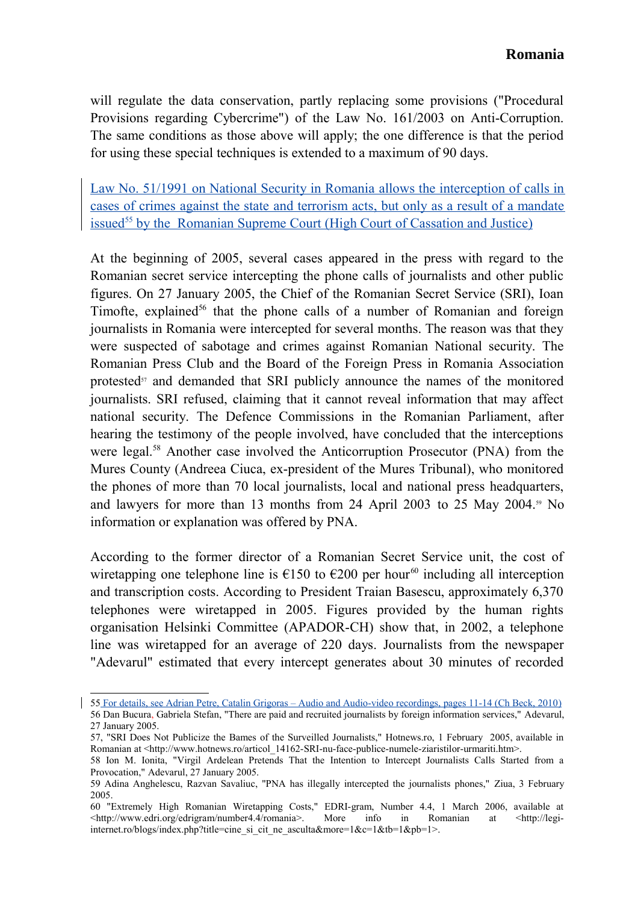will regulate the data conservation, partly replacing some provisions ("Procedural Provisions regarding Cybercrime") of the Law No. 161/2003 on Anti-Corruption. The same conditions as those above will apply; the one difference is that the period for using these special techniques is extended to a maximum of 90 days.

Law No. 51/1991 on National Security in Romania allows the interception of calls in cases of crimes against the state and terrorism acts, but only as a result of a mandate issued[55] by the Romanian Supreme Court (High Court of Cassation and Justice)

At the beginning of 2005, several cases appeared in the press with regard to the Romanian secret service intercepting the phone calls of journalists and other public figures. On 27 January 2005, the Chief of the Romanian Secret Service (SRI), Ioan Timofte, explained[56] that the phone calls of a number of Romanian and foreign journalists in Romania were intercepted for several months. The reason was that they were suspected of sabotage and crimes against Romanian National security. The Romanian Press Club and the Board of the Foreign Press in Romania Association protested[57] and demanded that SRI publicly announce the names of the monitored journalists. SRI refused, claiming that it cannot reveal information that may affect national security. The Defence Commissions in the Romanian Parliament, after hearing the testimony of the people involved, have concluded that the interceptions were legal.[58] Another case involved the Anticorruption Prosecutor (PNA) from the Mures County (Andreea Ciuca, ex-president of the Mures Tribunal), who monitored the phones of more than 70 local journalists, local and national press headquarters, and lawyers for more than 13 months from 24 April 2003 to 25 May 2004.[59] No information or explanation was offered by PNA.

According to the former director of a Romanian Secret Service unit, the cost of wiretapping one telephone line is €150 to €200 per hour[60] including all interception and transcription costs. According to President Traian Basescu, approximately 6,370 telephones were wiretapped in 2005. Figures provided by the human rights organisation Helsinki Committee (APADOR-CH) show that, in 2002, a telephone line was wiretapped for an average of 220 days. Journalists from the newspaper "Adevarul" estimated that every intercept generates about 30 minutes of recorded

---

55 For details, see Adrian Petre, Catalin Grigoras – Audio and Audio-video recordings, pages 11-14 (Ch Beck, 2010)

56 Dan Bucura, Gabriela Stefan, "There are paid and recruited journalists by foreign information services," Adevarul, 27 January 2005.

57, "SRI Does Not Publicize the Bames of the Surveilled Journalists," Hotnews.ro, 1 February 2005, available in Romanian at <http://www.hotnews.ro/articol_14162-SRI-nu-face-publice-numele-ziaristilor-urmariti.htm>.

58 Ion M. Ionita, "Virgil Ardelean Pretends That the Intention to Intercept Journalists Calls Started from a Provocation," Adevarul, 27 January 2005.

59 Adina Anghelescu, Razvan Savaliuc, "PNA has illegally intercepted the journalists phones," Ziua, 3 February 2005.

60 "Extremely High Romanian Wiretapping Costs," EDRI-gram, Number 4.4, 1 March 2006, available at <http://www.edri.org/edrigram/number4.4/romania>. More info in Romanian at <http://legi-internet.ro/blogs/index.php?title=cine_si_cit_ne_asculta&more=1&c=1&tb=1&pb=1>.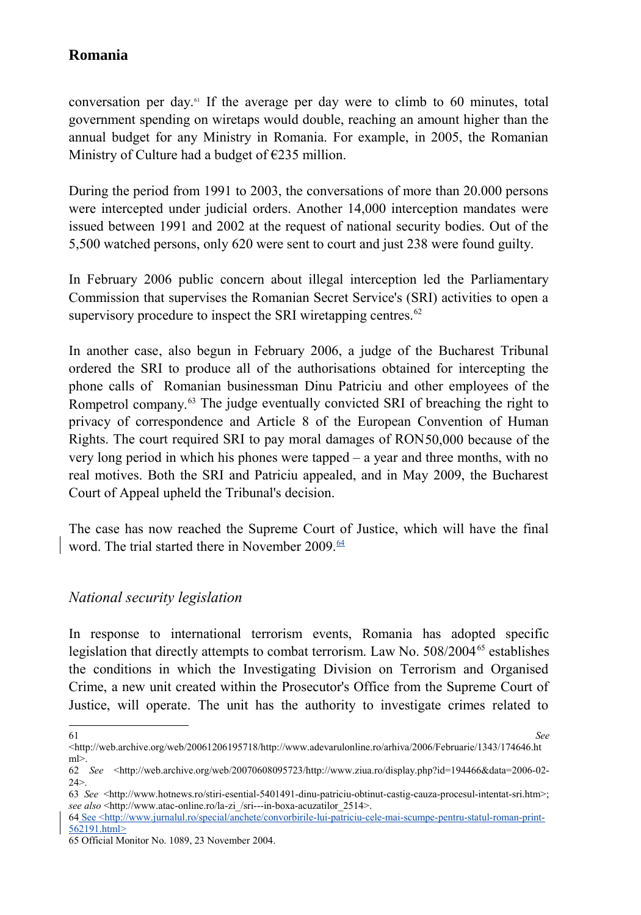conversation per day.[61] If the average per day were to climb to 60 minutes, total government spending on wiretaps would double, reaching an amount higher than the annual budget for any Ministry in Romania. For example, in 2005, the Romanian Ministry of Culture had a budget of €235 million.

During the period from 1991 to 2003, the conversations of more than 20.000 persons were intercepted under judicial orders. Another 14,000 interception mandates were issued between 1991 and 2002 at the request of national security bodies. Out of the 5,500 watched persons, only 620 were sent to court and just 238 were found guilty.

In February 2006 public concern about illegal interception led the Parliamentary Commission that supervises the Romanian Secret Service's (SRI) activities to open a supervisory procedure to inspect the SRI wiretapping centres.[62]

In another case, also begun in February 2006, a judge of the Bucharest Tribunal ordered the SRI to produce all of the authorisations obtained for intercepting the phone calls of Romanian businessman Dinu Patriciu and other employees of the Rompetrol company.[63] The judge eventually convicted SRI of breaching the right to privacy of correspondence and Article 8 of the European Convention of Human Rights. The court required SRI to pay moral damages of RON50,000 because of the very long period in which his phones were tapped – a year and three months, with no real motives. Both the SRI and Patriciu appealed, and in May 2009, the Bucharest Court of Appeal upheld the Tribunal's decision.

The case has now reached the Supreme Court of Justice, which will have the final word. The trial started there in November 2009.[64]

## *National security legislation*

In response to international terrorism events, Romania has adopted specific legislation that directly attempts to combat terrorism. Law No. 508/2004[65] establishes the conditions in which the Investigating Division on Terrorism and Organised Crime, a new unit created within the Prosecutor's Office from the Supreme Court of Justice, will operate. The unit has the authority to investigate crimes related to

---

61 *See* <http://web.archive.org/web/20061206195718/http://www.adevarulonline.ro/arhiva/2006/Februarie/1343/174646.html>.

62 *See* <http://web.archive.org/web/20070608095723/http://www.ziua.ro/display.php?id=194466&data=2006-02-24>.

63 *See* <http://www.hotnews.ro/stiri-esential-5401491-dinu-patriciu-obtinut-castig-cauza-procesul-intentat-sri.htm>; *see also* <http://www.atac-online.ro/la-zi_/sri---in-boxa-acuzatilor_2514>.

64 See <http://www.jurnalul.ro/special/anchete/convorbirile-lui-patriciu-cele-mai-scumpe-pentru-statul-roman-print-562191.html>

65 Official Monitor No. 1089, 23 November 2004.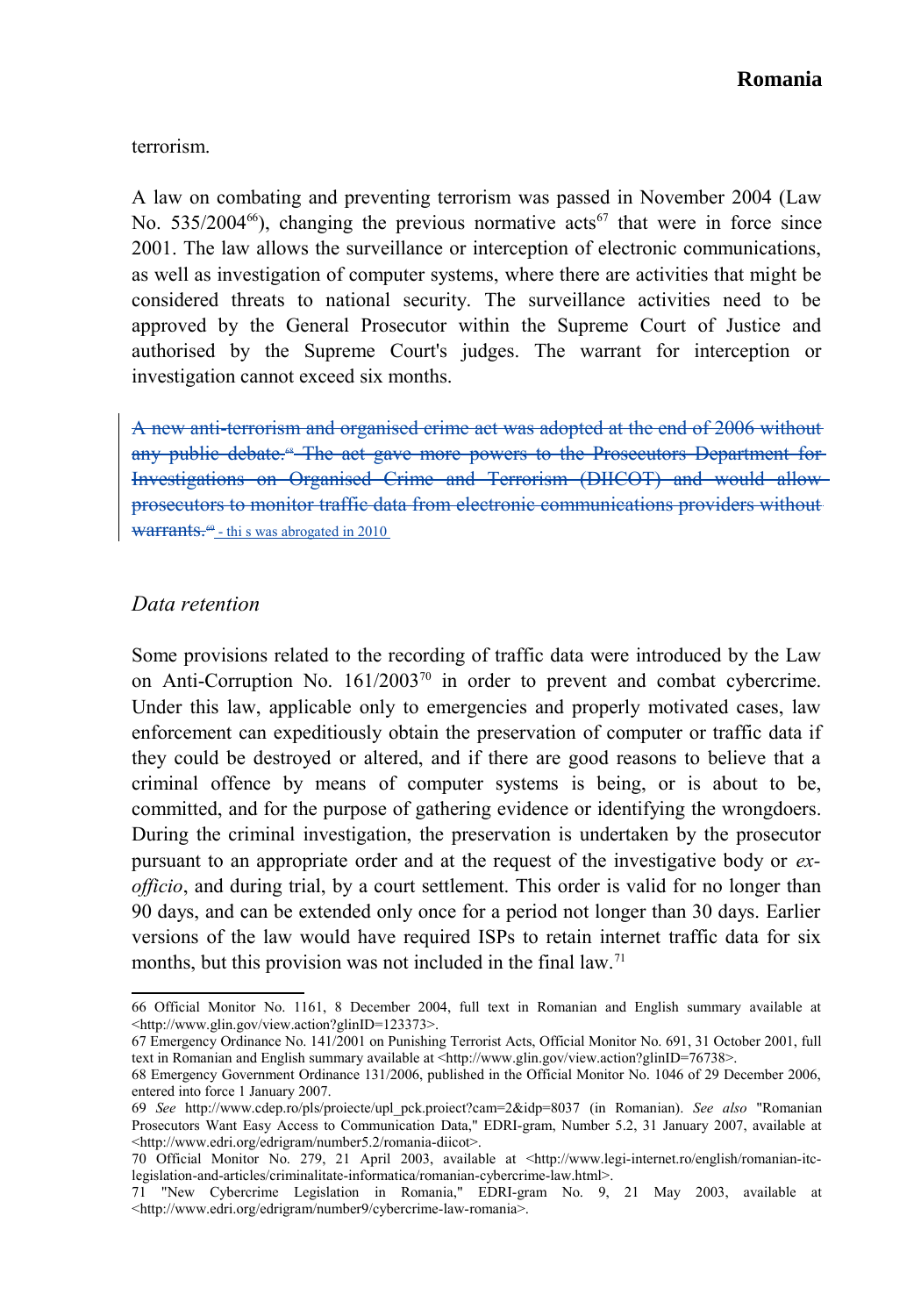terrorism.

A law on combating and preventing terrorism was passed in November 2004 (Law No. 535/2004[66]), changing the previous normative acts[67] that were in force since 2001. The law allows the surveillance or interception of electronic communications, as well as investigation of computer systems, where there are activities that might be considered threats to national security. The surveillance activities need to be approved by the General Prosecutor within the Supreme Court of Justice and authorised by the Supreme Court's judges. The warrant for interception or investigation cannot exceed six months.

~~A new anti-terrorism and organised crime act was adopted at the end of 2006 without any public debate.[68] The act gave more powers to the Prosecutors Department for Investigations on Organised Crime and Terrorism (DIICOT) and would allow prosecutors to monitor traffic data from electronic communications providers without warrants.[69]~~ - thi s was abrogated in 2010

## *Data retention*

Some provisions related to the recording of traffic data were introduced by the Law on Anti-Corruption No. 161/2003[70] in order to prevent and combat cybercrime. Under this law, applicable only to emergencies and properly motivated cases, law enforcement can expeditiously obtain the preservation of computer or traffic data if they could be destroyed or altered, and if there are good reasons to believe that a criminal offence by means of computer systems is being, or is about to be, committed, and for the purpose of gathering evidence or identifying the wrongdoers. During the criminal investigation, the preservation is undertaken by the prosecutor pursuant to an appropriate order and at the request of the investigative body or *ex-officio*, and during trial, by a court settlement. This order is valid for no longer than 90 days, and can be extended only once for a period not longer than 30 days. Earlier versions of the law would have required ISPs to retain internet traffic data for six months, but this provision was not included in the final law.[71]

---

66 Official Monitor No. 1161, 8 December 2004, full text in Romanian and English summary available at <http://www.glin.gov/view.action?glinID=123373>.

67 Emergency Ordinance No. 141/2001 on Punishing Terrorist Acts, Official Monitor No. 691, 31 October 2001, full text in Romanian and English summary available at <http://www.glin.gov/view.action?glinID=76738>.

68 Emergency Government Ordinance 131/2006, published in the Official Monitor No. 1046 of 29 December 2006, entered into force 1 January 2007.

69 *See* http://www.cdep.ro/pls/proiecte/upl_pck.proiect?cam=2&idp=8037 (in Romanian). *See also* "Romanian Prosecutors Want Easy Access to Communication Data," EDRI-gram, Number 5.2, 31 January 2007, available at <http://www.edri.org/edrigram/number5.2/romania-diicot>.

70 Official Monitor No. 279, 21 April 2003, available at <http://www.legi-internet.ro/english/romanian-itc-legislation-and-articles/criminalitate-informatica/romanian-cybercrime-law.html>.

71 "New Cybercrime Legislation in Romania," EDRI-gram No. 9, 21 May 2003, available at <http://www.edri.org/edrigram/number9/cybercrime-law-romania>.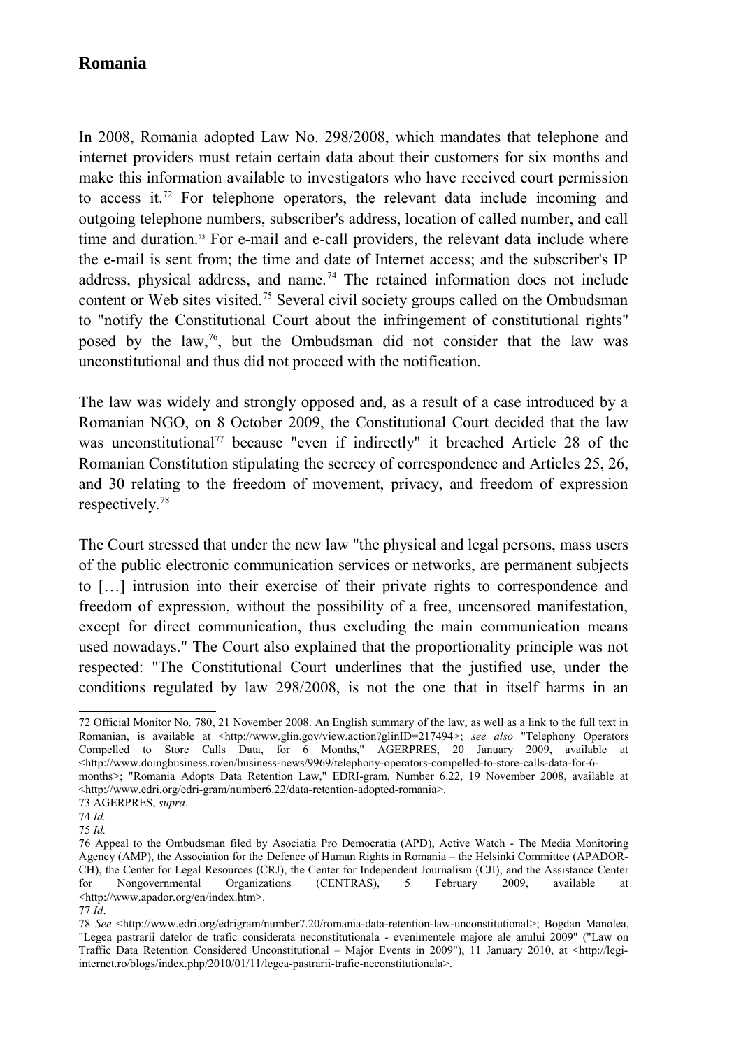## Romania

In 2008, Romania adopted Law No. 298/2008, which mandates that telephone and internet providers must retain certain data about their customers for six months and make this information available to investigators who have received court permission to access it.[72] For telephone operators, the relevant data include incoming and outgoing telephone numbers, subscriber's address, location of called number, and call time and duration.[73] For e-mail and e-call providers, the relevant data include where the e-mail is sent from; the time and date of Internet access; and the subscriber's IP address, physical address, and name.[74] The retained information does not include content or Web sites visited.[75] Several civil society groups called on the Ombudsman to "notify the Constitutional Court about the infringement of constitutional rights" posed by the law,[76], but the Ombudsman did not consider that the law was unconstitutional and thus did not proceed with the notification.

The law was widely and strongly opposed and, as a result of a case introduced by a Romanian NGO, on 8 October 2009, the Constitutional Court decided that the law was unconstitutional[77] because "even if indirectly" it breached Article 28 of the Romanian Constitution stipulating the secrecy of correspondence and Articles 25, 26, and 30 relating to the freedom of movement, privacy, and freedom of expression respectively.[78]

The Court stressed that under the new law "the physical and legal persons, mass users of the public electronic communication services or networks, are permanent subjects to […] intrusion into their exercise of their private rights to correspondence and freedom of expression, without the possibility of a free, uncensored manifestation, except for direct communication, thus excluding the main communication means used nowadays." The Court also explained that the proportionality principle was not respected: "The Constitutional Court underlines that the justified use, under the conditions regulated by law 298/2008, is not the one that in itself harms in an

---

72 Official Monitor No. 780, 21 November 2008. An English summary of the law, as well as a link to the full text in Romanian, is available at <http://www.glin.gov/view.action?glinID=217494>; *see also* "Telephony Operators Compelled to Store Calls Data, for 6 Months," AGERPRES, 20 January 2009, available at <http://www.doingbusiness.ro/en/business-news/9969/telephony-operators-compelled-to-store-calls-data-for-6-months>; "Romania Adopts Data Retention Law," EDRI-gram, Number 6.22, 19 November 2008, available at <http://www.edri.org/edri-gram/number6.22/data-retention-adopted-romania>.

73 AGERPRES, *supra*.

74 *Id.*

75 *Id.*

76 Appeal to the Ombudsman filed by Asociatia Pro Democratia (APD), Active Watch - The Media Monitoring Agency (AMP), the Association for the Defence of Human Rights in Romania – the Helsinki Committee (APADOR-CH), the Center for Legal Resources (CRJ), the Center for Independent Journalism (CJI), and the Assistance Center for Nongovernmental Organizations (CENTRAS), 5 February 2009, available at <http://www.apador.org/en/index.htm>.

77 *Id*.

78 *See* <http://www.edri.org/edrigram/number7.20/romania-data-retention-law-unconstitutional>; Bogdan Manolea, "Legea pastrarii datelor de trafic considerata neconstitutionala - evenimentele majore ale anului 2009" ("Law on Traffic Data Retention Considered Unconstitutional – Major Events in 2009"), 11 January 2010, at <http://legi-internet.ro/blogs/index.php/2010/01/11/legea-pastrarii-trafic-neconstitutionala>.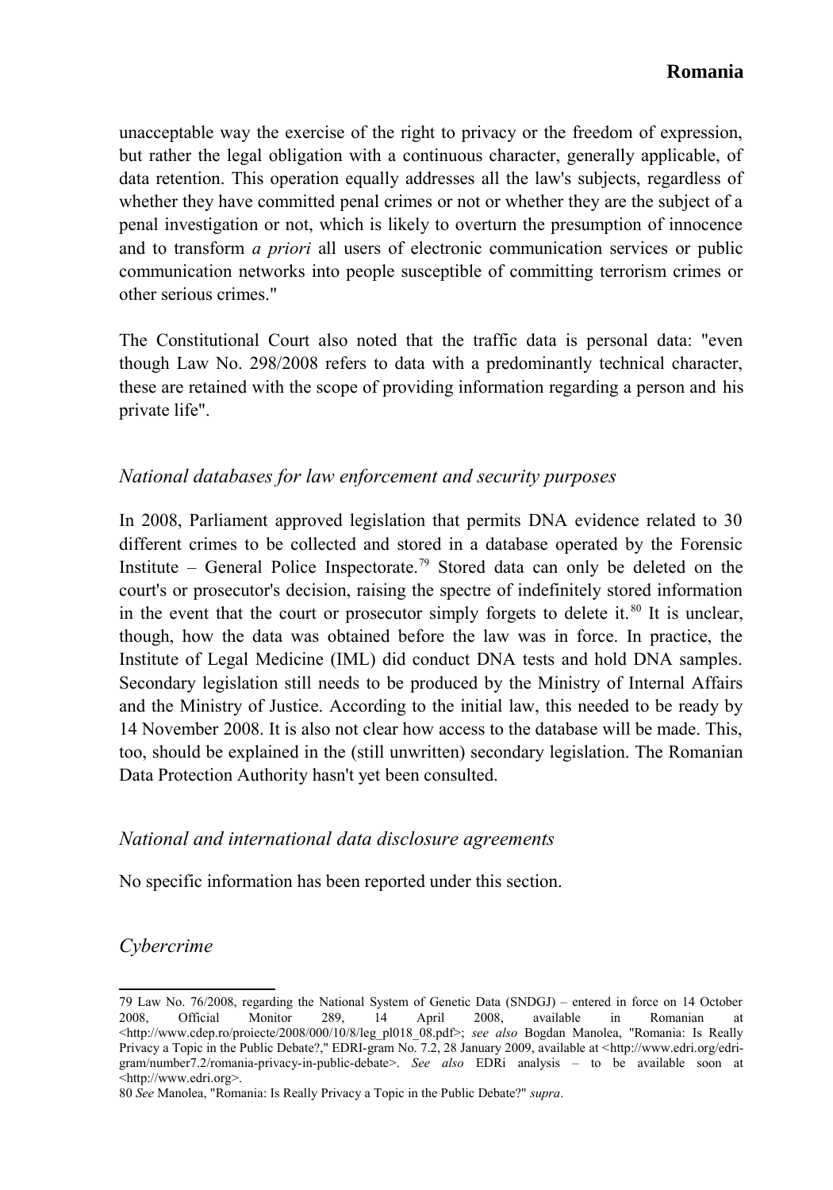unacceptable way the exercise of the right to privacy or the freedom of expression, but rather the legal obligation with a continuous character, generally applicable, of data retention. This operation equally addresses all the law's subjects, regardless of whether they have committed penal crimes or not or whether they are the subject of a penal investigation or not, which is likely to overturn the presumption of innocence and to transform *a priori* all users of electronic communication services or public communication networks into people susceptible of committing terrorism crimes or other serious crimes."

The Constitutional Court also noted that the traffic data is personal data: "even though Law No. 298/2008 refers to data with a predominantly technical character, these are retained with the scope of providing information regarding a person and his private life".

### *National databases for law enforcement and security purposes*

In 2008, Parliament approved legislation that permits DNA evidence related to 30 different crimes to be collected and stored in a database operated by the Forensic Institute – General Police Inspectorate.[79] Stored data can only be deleted on the court's or prosecutor's decision, raising the spectre of indefinitely stored information in the event that the court or prosecutor simply forgets to delete it.[80] It is unclear, though, how the data was obtained before the law was in force. In practice, the Institute of Legal Medicine (IML) did conduct DNA tests and hold DNA samples. Secondary legislation still needs to be produced by the Ministry of Internal Affairs and the Ministry of Justice. According to the initial law, this needed to be ready by 14 November 2008. It is also not clear how access to the database will be made. This, too, should be explained in the (still unwritten) secondary legislation. The Romanian Data Protection Authority hasn't yet been consulted.

### *National and international data disclosure agreements*

No specific information has been reported under this section.

### *Cybercrime*

---

79 Law No. 76/2008, regarding the National System of Genetic Data (SNDGJ) – entered in force on 14 October 2008, Official Monitor 289, 14 April 2008, available in Romanian at <http://www.cdep.ro/proiecte/2008/000/10/8/leg_pl018_08.pdf>; *see also* Bogdan Manolea, "Romania: Is Really Privacy a Topic in the Public Debate?," EDRI-gram No. 7.2, 28 January 2009, available at <http://www.edri.org/edri-gram/number7.2/romania-privacy-in-public-debate>. *See also* EDRi analysis – to be available soon at <http://www.edri.org>.

80 *See* Manolea, "Romania: Is Really Privacy a Topic in the Public Debate?" *supra*.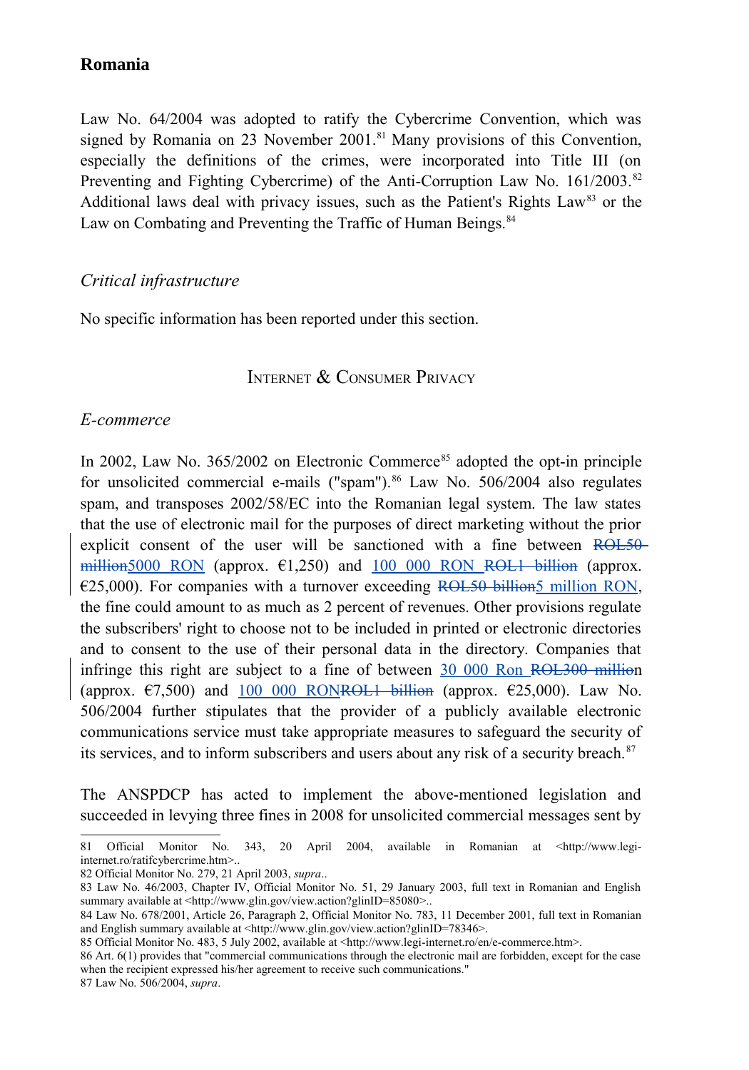## Romania

Law No. 64/2004 was adopted to ratify the Cybercrime Convention, which was signed by Romania on 23 November 2001.[81] Many provisions of this Convention, especially the definitions of the crimes, were incorporated into Title III (on Preventing and Fighting Cybercrime) of the Anti-Corruption Law No. 161/2003.[82] Additional laws deal with privacy issues, such as the Patient's Rights Law[83] or the Law on Combating and Preventing the Traffic of Human Beings.[84]

### *Critical infrastructure*

No specific information has been reported under this section.

## Internet & Consumer Privacy

### *E-commerce*

In 2002, Law No. 365/2002 on Electronic Commerce[85] adopted the opt-in principle for unsolicited commercial e-mails ("spam").[86] Law No. 506/2004 also regulates spam, and transposes 2002/58/EC into the Romanian legal system. The law states that the use of electronic mail for the purposes of direct marketing without the prior explicit consent of the user will be sanctioned with a fine between ~~ROL50 million~~5000 RON (approx. €1,250) and 100 000 RON ~~ROL1 billion~~ (approx. €25,000). For companies with a turnover exceeding ~~ROL50 billion~~5 million RON, the fine could amount to as much as 2 percent of revenues. Other provisions regulate the subscribers' right to choose not to be included in printed or electronic directories and to consent to the use of their personal data in the directory. Companies that infringe this right are subject to a fine of between 30 000 Ron ~~ROL300 millio~~n (approx. €7,500) and 100 000 RON~~ROL1 billion~~ (approx. €25,000). Law No. 506/2004 further stipulates that the provider of a publicly available electronic communications service must take appropriate measures to safeguard the security of its services, and to inform subscribers and users about any risk of a security breach.[87]

The ANSPDCP has acted to implement the above-mentioned legislation and succeeded in levying three fines in 2008 for unsolicited commercial messages sent by

---

81 Official Monitor No. 343, 20 April 2004, available in Romanian at <http://www.legi-internet.ro/ratifcybercrime.htm>..

82 Official Monitor No. 279, 21 April 2003, *supra*..

83 Law No. 46/2003, Chapter IV, Official Monitor No. 51, 29 January 2003, full text in Romanian and English summary available at <http://www.glin.gov/view.action?glinID=85080>..

84 Law No. 678/2001, Article 26, Paragraph 2, Official Monitor No. 783, 11 December 2001, full text in Romanian and English summary available at <http://www.glin.gov/view.action?glinID=78346>.

85 Official Monitor No. 483, 5 July 2002, available at <http://www.legi-internet.ro/en/e-commerce.htm>.

86 Art. 6(1) provides that "commercial communications through the electronic mail are forbidden, except for the case when the recipient expressed his/her agreement to receive such communications."

87 Law No. 506/2004, *supra*.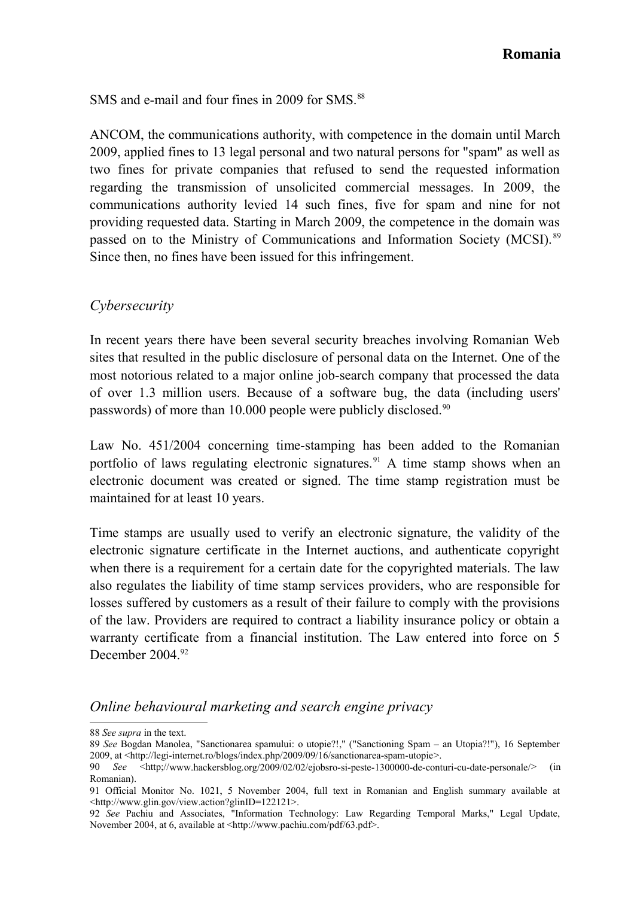SMS and e-mail and four fines in 2009 for SMS.[88]

ANCOM, the communications authority, with competence in the domain until March 2009, applied fines to 13 legal personal and two natural persons for "spam" as well as two fines for private companies that refused to send the requested information regarding the transmission of unsolicited commercial messages. In 2009, the communications authority levied 14 such fines, five for spam and nine for not providing requested data. Starting in March 2009, the competence in the domain was passed on to the Ministry of Communications and Information Society (MCSI).[89] Since then, no fines have been issued for this infringement.

### *Cybersecurity*

In recent years there have been several security breaches involving Romanian Web sites that resulted in the public disclosure of personal data on the Internet. One of the most notorious related to a major online job-search company that processed the data of over 1.3 million users. Because of a software bug, the data (including users' passwords) of more than 10.000 people were publicly disclosed.[90]

Law No. 451/2004 concerning time-stamping has been added to the Romanian portfolio of laws regulating electronic signatures.[91] A time stamp shows when an electronic document was created or signed. The time stamp registration must be maintained for at least 10 years.

Time stamps are usually used to verify an electronic signature, the validity of the electronic signature certificate in the Internet auctions, and authenticate copyright when there is a requirement for a certain date for the copyrighted materials. The law also regulates the liability of time stamp services providers, who are responsible for losses suffered by customers as a result of their failure to comply with the provisions of the law. Providers are required to contract a liability insurance policy or obtain a warranty certificate from a financial institution. The Law entered into force on 5 December 2004.[92]

### *Online behavioural marketing and search engine privacy*

---

88 *See supra* in the text.

89 *See* Bogdan Manolea, "Sanctionarea spamului: o utopie?!," ("Sanctioning Spam – an Utopia?!"), 16 September 2009, at <http://legi-internet.ro/blogs/index.php/2009/09/16/sanctionarea-spam-utopie>.

90 *See* <http;//www.hackersblog.org/2009/02/02/ejobsro-si-peste-1300000-de-conturi-cu-date-personale/> (in Romanian).

91 Official Monitor No. 1021, 5 November 2004, full text in Romanian and English summary available at <http://www.glin.gov/view.action?glinID=122121>.

92 *See* Pachiu and Associates, "Information Technology: Law Regarding Temporal Marks," Legal Update, November 2004, at 6, available at <http://www.pachiu.com/pdf/63.pdf>.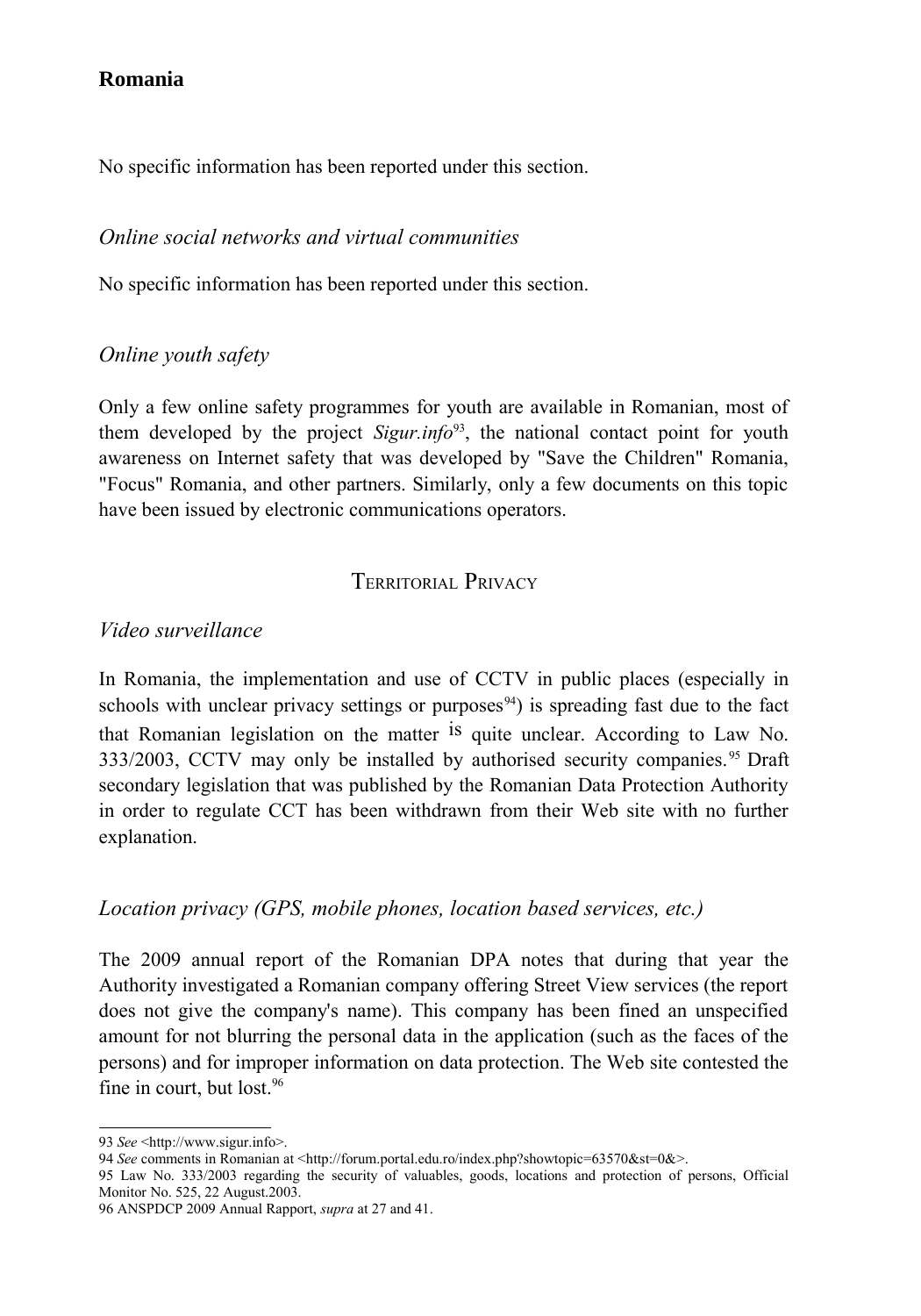## Romania

No specific information has been reported under this section.

### *Online social networks and virtual communities*

No specific information has been reported under this section.

### *Online youth safety*

Only a few online safety programmes for youth are available in Romanian, most of them developed by the project *Sigur.info*[93], the national contact point for youth awareness on Internet safety that was developed by "Save the Children" Romania, "Focus" Romania, and other partners. Similarly, only a few documents on this topic have been issued by electronic communications operators.

## Territorial Privacy

### *Video surveillance*

In Romania, the implementation and use of CCTV in public places (especially in schools with unclear privacy settings or purposes[94]) is spreading fast due to the fact that Romanian legislation on the matter is quite unclear. According to Law No. 333/2003, CCTV may only be installed by authorised security companies.[95] Draft secondary legislation that was published by the Romanian Data Protection Authority in order to regulate CCT has been withdrawn from their Web site with no further explanation.

### *Location privacy (GPS, mobile phones, location based services, etc.)*

The 2009 annual report of the Romanian DPA notes that during that year the Authority investigated a Romanian company offering Street View services (the report does not give the company's name). This company has been fined an unspecified amount for not blurring the personal data in the application (such as the faces of the persons) and for improper information on data protection. The Web site contested the fine in court, but lost.[96]

---

93 *See* <http://www.sigur.info>.

94 *See* comments in Romanian at <http://forum.portal.edu.ro/index.php?showtopic=63570&st=0&>.

95 Law No. 333/2003 regarding the security of valuables, goods, locations and protection of persons, Official Monitor No. 525, 22 August.2003.

96 ANSPDCP 2009 Annual Rapport, *supra* at 27 and 41.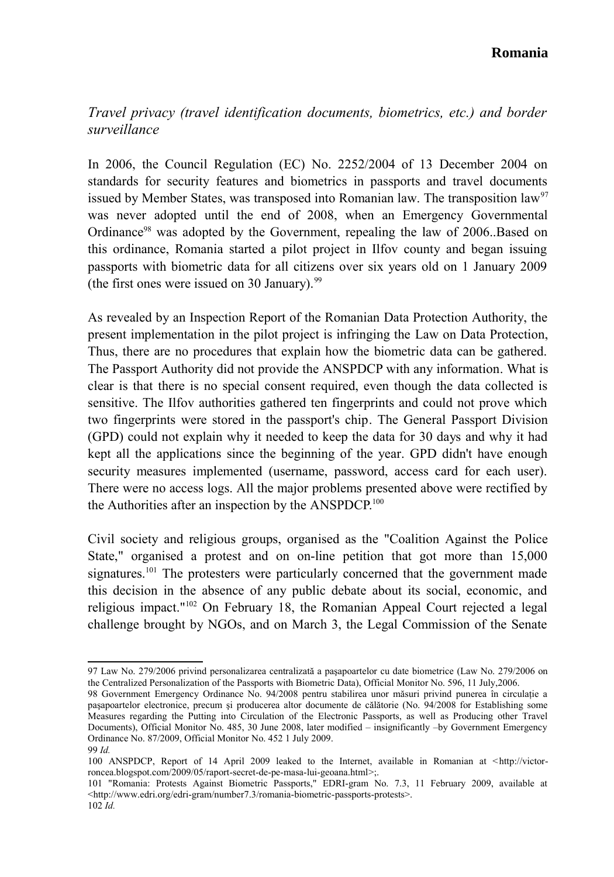*Travel privacy (travel identification documents, biometrics, etc.) and border surveillance*

In 2006, the Council Regulation (EC) No. 2252/2004 of 13 December 2004 on standards for security features and biometrics in passports and travel documents issued by Member States, was transposed into Romanian law. The transposition law[97] was never adopted until the end of 2008, when an Emergency Governmental Ordinance[98] was adopted by the Government, repealing the law of 2006..Based on this ordinance, Romania started a pilot project in Ilfov county and began issuing passports with biometric data for all citizens over six years old on 1 January 2009 (the first ones were issued on 30 January).[99]

As revealed by an Inspection Report of the Romanian Data Protection Authority, the present implementation in the pilot project is infringing the Law on Data Protection, Thus, there are no procedures that explain how the biometric data can be gathered. The Passport Authority did not provide the ANSPDCP with any information. What is clear is that there is no special consent required, even though the data collected is sensitive. The Ilfov authorities gathered ten fingerprints and could not prove which two fingerprints were stored in the passport's chip. The General Passport Division (GPD) could not explain why it needed to keep the data for 30 days and why it had kept all the applications since the beginning of the year. GPD didn't have enough security measures implemented (username, password, access card for each user). There were no access logs. All the major problems presented above were rectified by the Authorities after an inspection by the ANSPDCP.[100]

Civil society and religious groups, organised as the "Coalition Against the Police State," organised a protest and on on-line petition that got more than 15,000 signatures.[101] The protesters were particularly concerned that the government made this decision in the absence of any public debate about its social, economic, and religious impact."[102] On February 18, the Romanian Appeal Court rejected a legal challenge brought by NGOs, and on March 3, the Legal Commission of the Senate

---

97 Law No. 279/2006 privind personalizarea centralizată a paşapoartelor cu date biometrice (Law No. 279/2006 on the Centralized Personalization of the Passports with Biometric Data), Official Monitor No. 596, 11 July,2006.

98 Government Emergency Ordinance No. 94/2008 pentru stabilirea unor măsuri privind punerea în circulaţie a paşapoartelor electronice, precum şi producerea altor documente de călătorie (No. 94/2008 for Establishing some Measures regarding the Putting into Circulation of the Electronic Passports, as well as Producing other Travel Documents), Official Monitor No. 485, 30 June 2008, later modified – insignificantly –by Government Emergency Ordinance No. 87/2009, Official Monitor No. 452 1 July 2009.

99 *Id.*

100 ANSPDCP, Report of 14 April 2009 leaked to the Internet, available in Romanian at <http://victor-roncea.blogspot.com/2009/05/raport-secret-de-pe-masa-lui-geoana.html>;.

101 "Romania: Protests Against Biometric Passports," EDRI-gram No. 7.3, 11 February 2009, available at <http://www.edri.org/edri-gram/number7.3/romania-biometric-passports-protests>.

102 *Id.*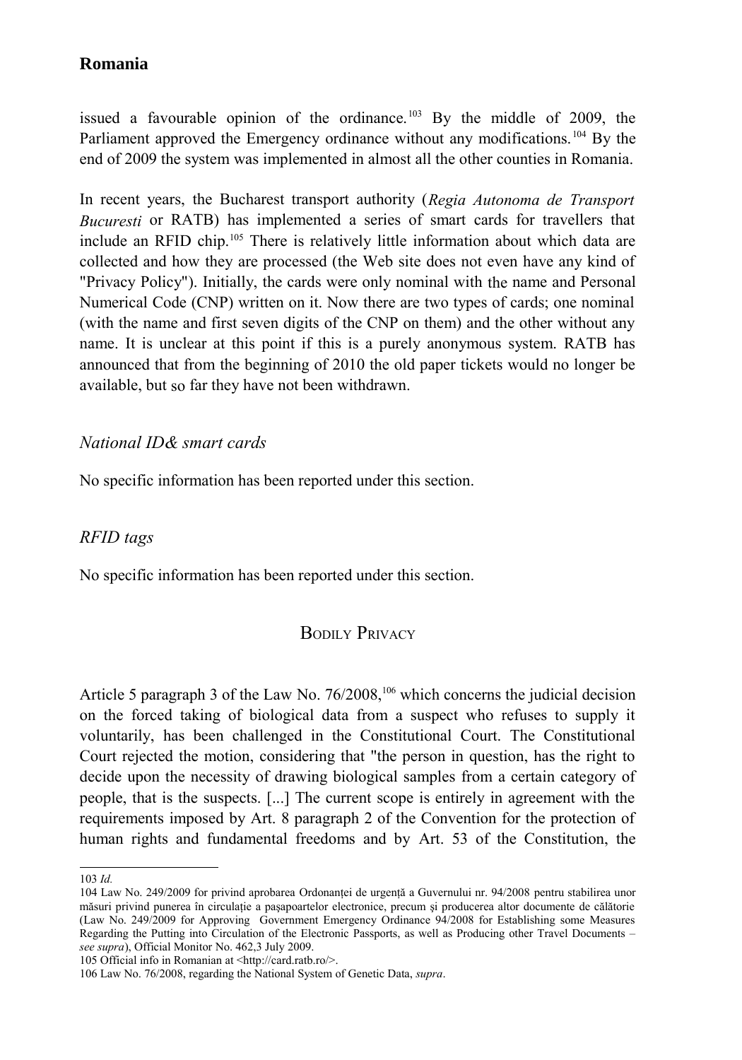issued a favourable opinion of the ordinance.[103] By the middle of 2009, the Parliament approved the Emergency ordinance without any modifications.[104] By the end of 2009 the system was implemented in almost all the other counties in Romania.

In recent years, the Bucharest transport authority (*Regia Autonoma de Transport Bucuresti* or RATB) has implemented a series of smart cards for travellers that include an RFID chip.[105] There is relatively little information about which data are collected and how they are processed (the Web site does not even have any kind of "Privacy Policy"). Initially, the cards were only nominal with the name and Personal Numerical Code (CNP) written on it. Now there are two types of cards; one nominal (with the name and first seven digits of the CNP on them) and the other without any name. It is unclear at this point if this is a purely anonymous system. RATB has announced that from the beginning of 2010 the old paper tickets would no longer be available, but so far they have not been withdrawn.

### *National ID& smart cards*

No specific information has been reported under this section.

### *RFID tags*

No specific information has been reported under this section.

## Bodily Privacy

Article 5 paragraph 3 of the Law No. 76/2008,[106] which concerns the judicial decision on the forced taking of biological data from a suspect who refuses to supply it voluntarily, has been challenged in the Constitutional Court. The Constitutional Court rejected the motion, considering that "the person in question, has the right to decide upon the necessity of drawing biological samples from a certain category of people, that is the suspects. [...] The current scope is entirely in agreement with the requirements imposed by Art. 8 paragraph 2 of the Convention for the protection of human rights and fundamental freedoms and by Art. 53 of the Constitution, the

---

103 *Id.*

104 Law No. 249/2009 for privind aprobarea Ordonanței de urgență a Guvernului nr. 94/2008 pentru stabilirea unor măsuri privind punerea în circulație a pașapoartelor electronice, precum și producerea altor documente de călătorie (Law No. 249/2009 for Approving Government Emergency Ordinance 94/2008 for Establishing some Measures Regarding the Putting into Circulation of the Electronic Passports, as well as Producing other Travel Documents – *see supra*), Official Monitor No. 462,3 July 2009.

105 Official info in Romanian at <http://card.ratb.ro/>.

106 Law No. 76/2008, regarding the National System of Genetic Data, *supra*.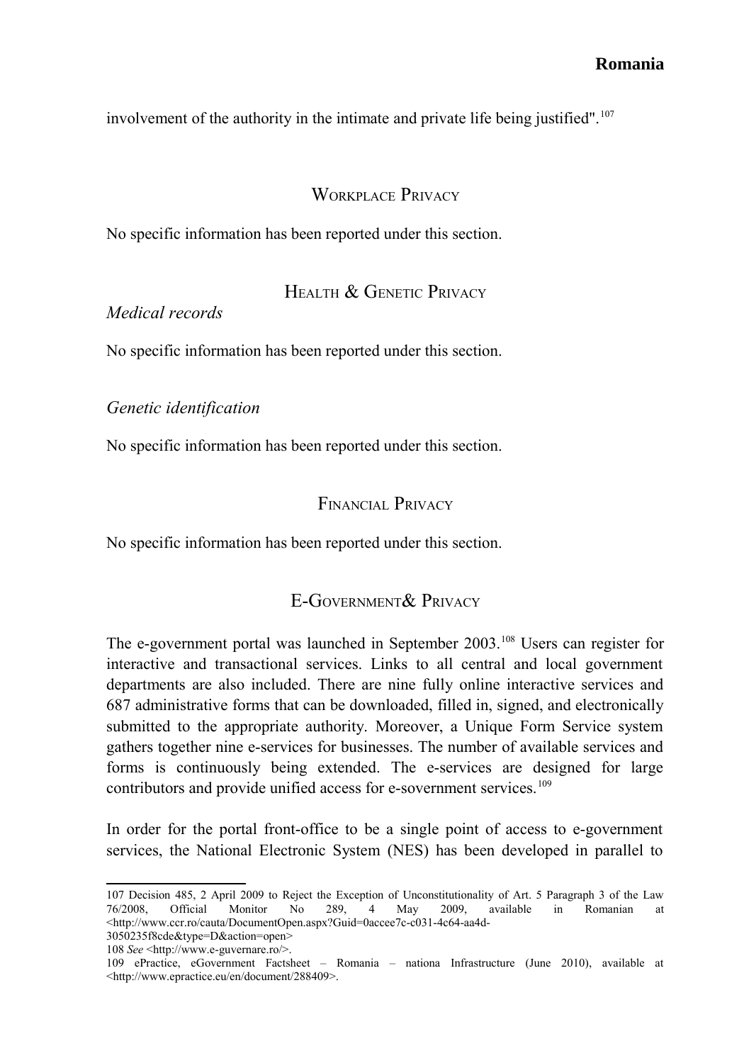involvement of the authority in the intimate and private life being justified".[107]

## Workplace Privacy

No specific information has been reported under this section.

## Health & Genetic Privacy

### *Medical records*

No specific information has been reported under this section.

### *Genetic identification*

No specific information has been reported under this section.

## Financial Privacy

No specific information has been reported under this section.

## E-Government& Privacy

The e-government portal was launched in September 2003.[108] Users can register for interactive and transactional services. Links to all central and local government departments are also included. There are nine fully online interactive services and 687 administrative forms that can be downloaded, filled in, signed, and electronically submitted to the appropriate authority. Moreover, a Unique Form Service system gathers together nine e-services for businesses. The number of available services and forms is continuously being extended. The e-services are designed for large contributors and provide unified access for e-sovernment services.[109]

In order for the portal front-office to be a single point of access to e-government services, the National Electronic System (NES) has been developed in parallel to

---

107 Decision 485, 2 April 2009 to Reject the Exception of Unconstitutionality of Art. 5 Paragraph 3 of the Law 76/2008, Official Monitor No 289, 4 May 2009, available in Romanian at <http://www.ccr.ro/cauta/DocumentOpen.aspx?Guid=0accee7c-c031-4c64-aa4d-3050235f8cde&type=D&action=open>

108 *See* <http://www.e-guvernare.ro/>.

109 ePractice, eGovernment Factsheet – Romania – nationa Infrastructure (June 2010), available at <http://www.epractice.eu/en/document/288409>.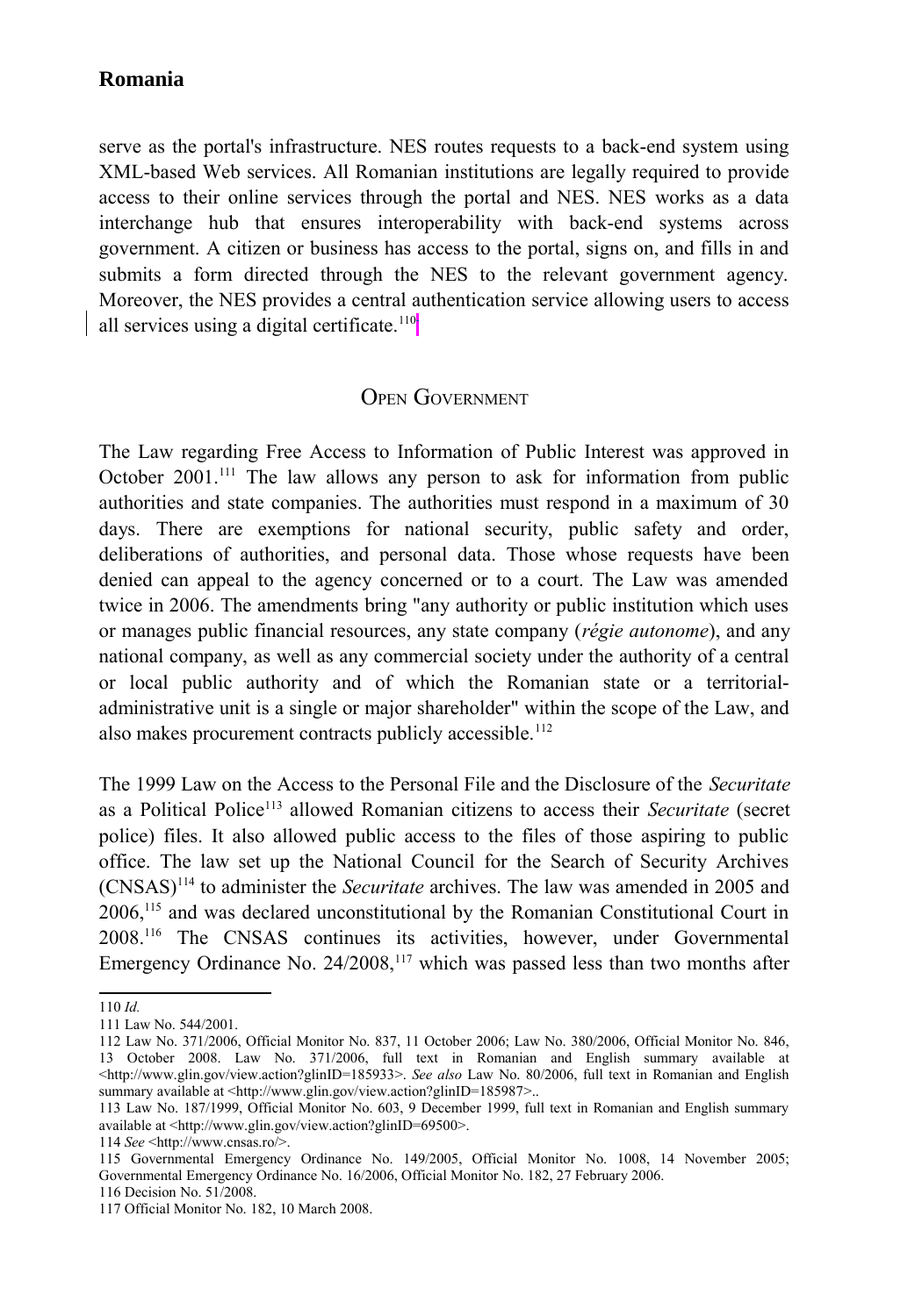serve as the portal's infrastructure. NES routes requests to a back-end system using XML-based Web services. All Romanian institutions are legally required to provide access to their online services through the portal and NES. NES works as a data interchange hub that ensures interoperability with back-end systems across government. A citizen or business has access to the portal, signs on, and fills in and submits a form directed through the NES to the relevant government agency. Moreover, the NES provides a central authentication service allowing users to access all services using a digital certificate.[110]

## Open Government

The Law regarding Free Access to Information of Public Interest was approved in October 2001.[111] The law allows any person to ask for information from public authorities and state companies. The authorities must respond in a maximum of 30 days. There are exemptions for national security, public safety and order, deliberations of authorities, and personal data. Those whose requests have been denied can appeal to the agency concerned or to a court. The Law was amended twice in 2006. The amendments bring "any authority or public institution which uses or manages public financial resources, any state company (*régie autonome*), and any national company, as well as any commercial society under the authority of a central or local public authority and of which the Romanian state or a territorial-administrative unit is a single or major shareholder" within the scope of the Law, and also makes procurement contracts publicly accessible.[112]

The 1999 Law on the Access to the Personal File and the Disclosure of the *Securitate* as a Political Police[113] allowed Romanian citizens to access their *Securitate* (secret police) files. It also allowed public access to the files of those aspiring to public office. The law set up the National Council for the Search of Security Archives (CNSAS)[114] to administer the *Securitate* archives. The law was amended in 2005 and 2006,[115] and was declared unconstitutional by the Romanian Constitutional Court in 2008.[116] The CNSAS continues its activities, however, under Governmental Emergency Ordinance No. 24/2008,[117] which was passed less than two months after

---

110 *Id.*

111 Law No. 544/2001.

112 Law No. 371/2006, Official Monitor No. 837, 11 October 2006; Law No. 380/2006, Official Monitor No. 846, 13 October 2008. Law No. 371/2006, full text in Romanian and English summary available at <http://www.glin.gov/view.action?glinID=185933>. *See also* Law No. 80/2006, full text in Romanian and English summary available at <http://www.glin.gov/view.action?glinID=185987>..

113 Law No. 187/1999, Official Monitor No. 603, 9 December 1999, full text in Romanian and English summary available at <http://www.glin.gov/view.action?glinID=69500>.

114 *See* <http://www.cnsas.ro/>.

115 Governmental Emergency Ordinance No. 149/2005, Official Monitor No. 1008, 14 November 2005; Governmental Emergency Ordinance No. 16/2006, Official Monitor No. 182, 27 February 2006.

116 Decision No. 51/2008.

117 Official Monitor No. 182, 10 March 2008.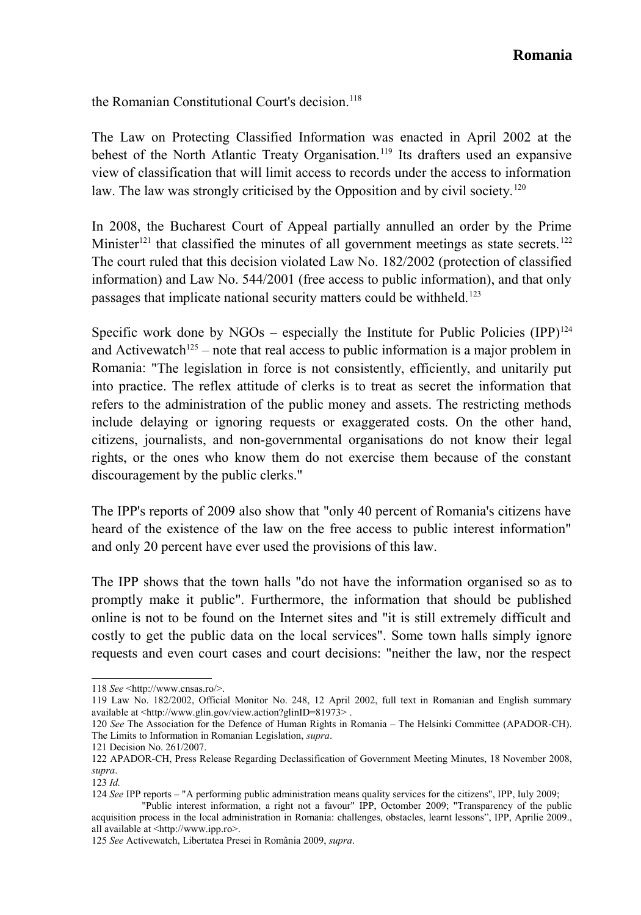the Romanian Constitutional Court's decision.[118]

The Law on Protecting Classified Information was enacted in April 2002 at the behest of the North Atlantic Treaty Organisation.[119] Its drafters used an expansive view of classification that will limit access to records under the access to information law. The law was strongly criticised by the Opposition and by civil society.[120]

In 2008, the Bucharest Court of Appeal partially annulled an order by the Prime Minister[121] that classified the minutes of all government meetings as state secrets.[122] The court ruled that this decision violated Law No. 182/2002 (protection of classified information) and Law No. 544/2001 (free access to public information), and that only passages that implicate national security matters could be withheld.[123]

Specific work done by NGOs – especially the Institute for Public Policies (IPP)[124] and Activewatch[125] – note that real access to public information is a major problem in Romania: "The legislation in force is not consistently, efficiently, and unitarily put into practice. The reflex attitude of clerks is to treat as secret the information that refers to the administration of the public money and assets. The restricting methods include delaying or ignoring requests or exaggerated costs. On the other hand, citizens, journalists, and non-governmental organisations do not know their legal rights, or the ones who know them do not exercise them because of the constant discouragement by the public clerks."

The IPP's reports of 2009 also show that "only 40 percent of Romania's citizens have heard of the existence of the law on the free access to public interest information" and only 20 percent have ever used the provisions of this law.

The IPP shows that the town halls "do not have the information organised so as to promptly make it public". Furthermore, the information that should be published online is not to be found on the Internet sites and "it is still extremely difficult and costly to get the public data on the local services". Some town halls simply ignore requests and even court cases and court decisions: "neither the law, nor the respect

---

118 *See* <http://www.cnsas.ro/>.

119 Law No. 182/2002, Official Monitor No. 248, 12 April 2002, full text in Romanian and English summary available at <http://www.glin.gov/view.action?glinID=81973> .

120 *See* The Association for the Defence of Human Rights in Romania – The Helsinki Committee (APADOR-CH). The Limits to Information in Romanian Legislation, *supra*.

121 Decision No. 261/2007.

122 APADOR-CH, Press Release Regarding Declassification of Government Meeting Minutes, 18 November 2008, *supra*.

123 *Id.*

124 *See* IPP reports – "A performing public administration means quality services for the citizens", IPP, Iuly 2009; "Public interest information, a right not a favour" IPP, Octomber 2009; "Transparency of the public acquisition process in the local administration in Romania: challenges, obstacles, learnt lessons", IPP, Aprilie 2009., all available at <http://www.ipp.ro>.

125 *See* Activewatch, Libertatea Presei în România 2009, *supra*.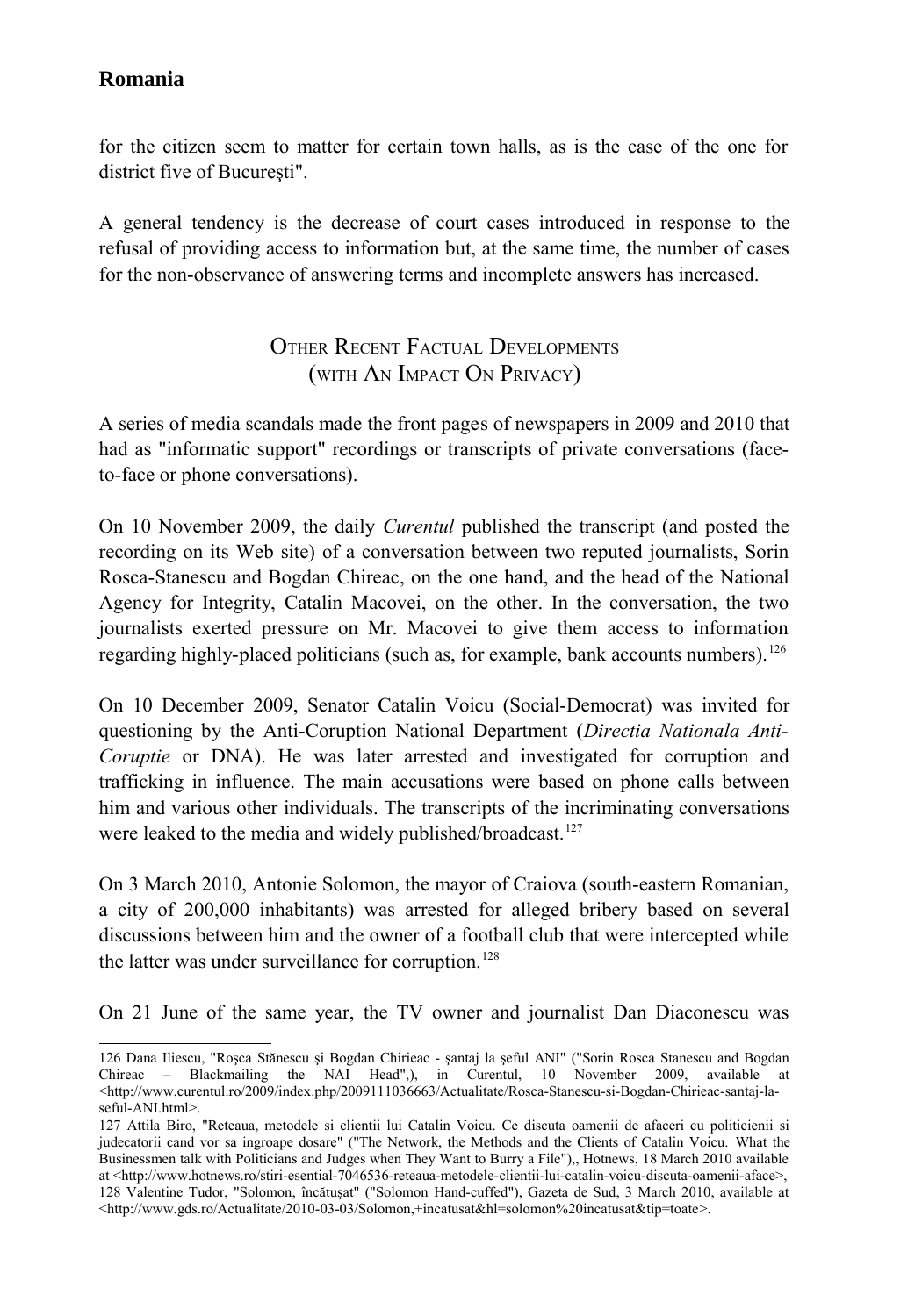for the citizen seem to matter for certain town halls, as is the case of the one for district five of Bucureşti".

A general tendency is the decrease of court cases introduced in response to the refusal of providing access to information but, at the same time, the number of cases for the non-observance of answering terms and incomplete answers has increased.

## Other Recent Factual Developments (with An Impact On Privacy)

A series of media scandals made the front pages of newspapers in 2009 and 2010 that had as "informatic support" recordings or transcripts of private conversations (face-to-face or phone conversations).

On 10 November 2009, the daily *Curentul* published the transcript (and posted the recording on its Web site) of a conversation between two reputed journalists, Sorin Rosca-Stanescu and Bogdan Chireac, on the one hand, and the head of the National Agency for Integrity, Catalin Macovei, on the other. In the conversation, the two journalists exerted pressure on Mr. Macovei to give them access to information regarding highly-placed politicians (such as, for example, bank accounts numbers).[126]

On 10 December 2009, Senator Catalin Voicu (Social-Democrat) was invited for questioning by the Anti-Coruption National Department (*Directia Nationala Anti-Coruptie* or DNA). He was later arrested and investigated for corruption and trafficking in influence. The main accusations were based on phone calls between him and various other individuals. The transcripts of the incriminating conversations were leaked to the media and widely published/broadcast.[127]

On 3 March 2010, Antonie Solomon, the mayor of Craiova (south-eastern Romanian, a city of 200,000 inhabitants) was arrested for alleged bribery based on several discussions between him and the owner of a football club that were intercepted while the latter was under surveillance for corruption.[128]

On 21 June of the same year, the TV owner and journalist Dan Diaconescu was

---

126 Dana Iliescu, "Roşca Stănescu şi Bogdan Chirieac - şantaj la şeful ANI" ("Sorin Rosca Stanescu and Bogdan Chireac – Blackmailing the NAI Head",), in Curentul, 10 November 2009, available at <http://www.curentul.ro/2009/index.php/2009111036663/Actualitate/Rosca-Stanescu-si-Bogdan-Chirieac-santaj-la-seful-ANI.html>.

127 Attila Biro, "Reteaua, metodele si clientii lui Catalin Voicu. Ce discuta oamenii de afaceri cu politicienii si judecatorii cand vor sa ingroape dosare" ("The Network, the Methods and the Clients of Catalin Voicu. What the Businessmen talk with Politicians and Judges when They Want to Burry a File"),, Hotnews, 18 March 2010 available at <http://www.hotnews.ro/stiri-esential-7046536-reteaua-metodele-clientii-lui-catalin-voicu-discuta-oamenii-aface>,

128 Valentine Tudor, "Solomon, încătuşat" ("Solomon Hand-cuffed"), Gazeta de Sud, 3 March 2010, available at <http://www.gds.ro/Actualitate/2010-03-03/Solomon,+incatusat&hl=solomon%20incatusat&tip=toate>.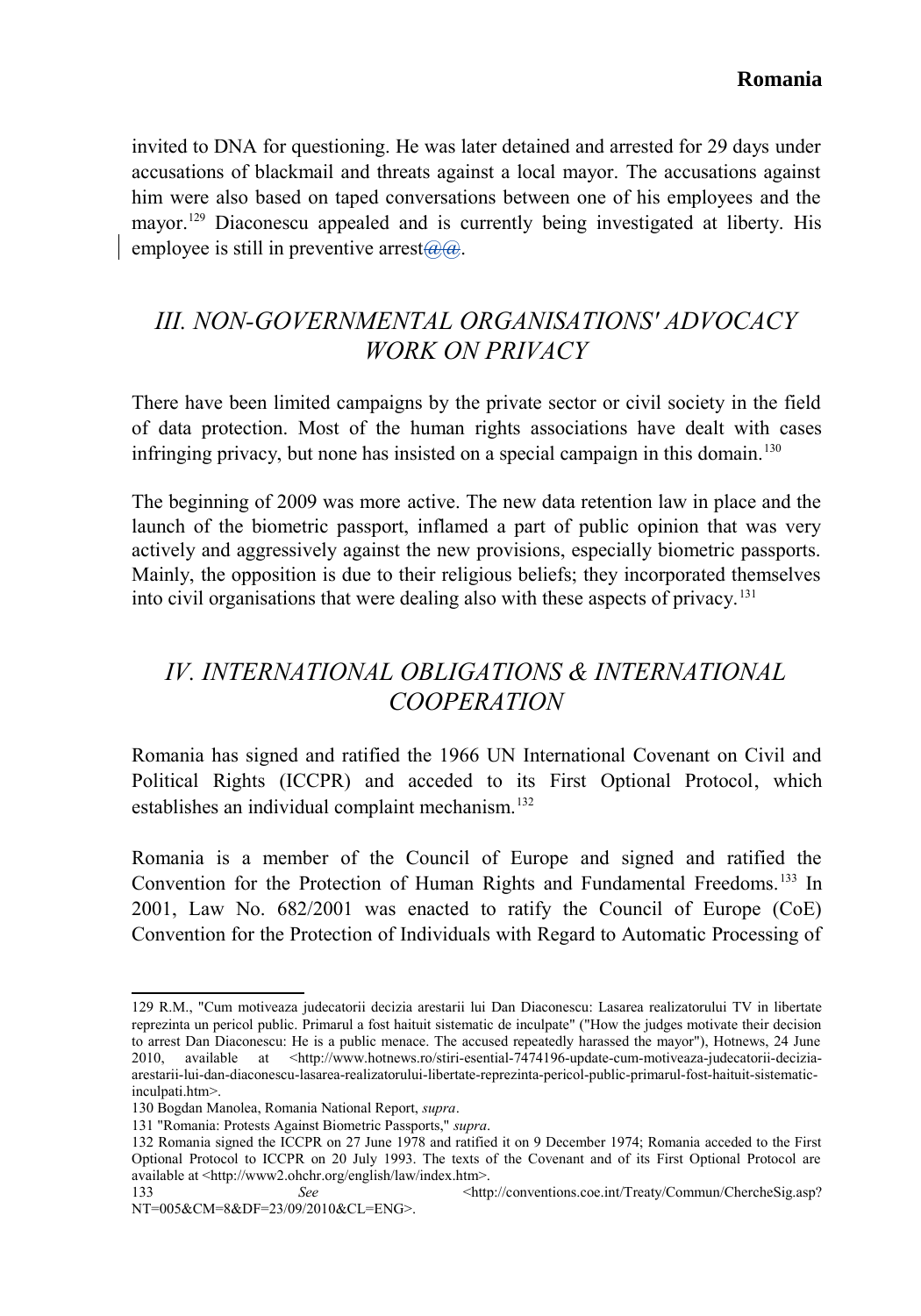invited to DNA for questioning. He was later detained and arrested for 29 days under accusations of blackmail and threats against a local mayor. The accusations against him were also based on taped conversations between one of his employees and the mayor.[129] Diaconescu appealed and is currently being investigated at liberty. His employee is still in preventive arrest@@.

## *III. NON-GOVERNMENTAL ORGANISATIONS' ADVOCACY WORK ON PRIVACY*

There have been limited campaigns by the private sector or civil society in the field of data protection. Most of the human rights associations have dealt with cases infringing privacy, but none has insisted on a special campaign in this domain.[130]

The beginning of 2009 was more active. The new data retention law in place and the launch of the biometric passport, inflamed a part of public opinion that was very actively and aggressively against the new provisions, especially biometric passports. Mainly, the opposition is due to their religious beliefs; they incorporated themselves into civil organisations that were dealing also with these aspects of privacy.[131]

## *IV. INTERNATIONAL OBLIGATIONS & INTERNATIONAL COOPERATION*

Romania has signed and ratified the 1966 UN International Covenant on Civil and Political Rights (ICCPR) and acceded to its First Optional Protocol, which establishes an individual complaint mechanism.[132]

Romania is a member of the Council of Europe and signed and ratified the Convention for the Protection of Human Rights and Fundamental Freedoms.[133] In 2001, Law No. 682/2001 was enacted to ratify the Council of Europe (CoE) Convention for the Protection of Individuals with Regard to Automatic Processing of

---

129 R.M., "Cum motiveaza judecatorii decizia arestarii lui Dan Diaconescu: Lasarea realizatorului TV in libertate reprezinta un pericol public. Primarul a fost haituit sistematic de inculpate" ("How the judges motivate their decision to arrest Dan Diaconescu: He is a public menace. The accused repeatedly harassed the mayor"), Hotnews, 24 June 2010, available at <http://www.hotnews.ro/stiri-esential-7474196-update-cum-motiveaza-judecatorii-decizia-arestarii-lui-dan-diaconescu-lasarea-realizatorului-libertate-reprezinta-pericol-public-primarul-fost-haituit-sistematic-inculpati.htm>.

130 Bogdan Manolea, Romania National Report, *supra*.

131 "Romania: Protests Against Biometric Passports," *supra*.

132 Romania signed the ICCPR on 27 June 1978 and ratified it on 9 December 1974; Romania acceded to the First Optional Protocol to ICCPR on 20 July 1993. The texts of the Covenant and of its First Optional Protocol are available at <http://www2.ohchr.org/english/law/index.htm>.

133 *See* <http://conventions.coe.int/Treaty/Commun/ChercheSig.asp?NT=005&CM=8&DF=23/09/2010&CL=ENG>.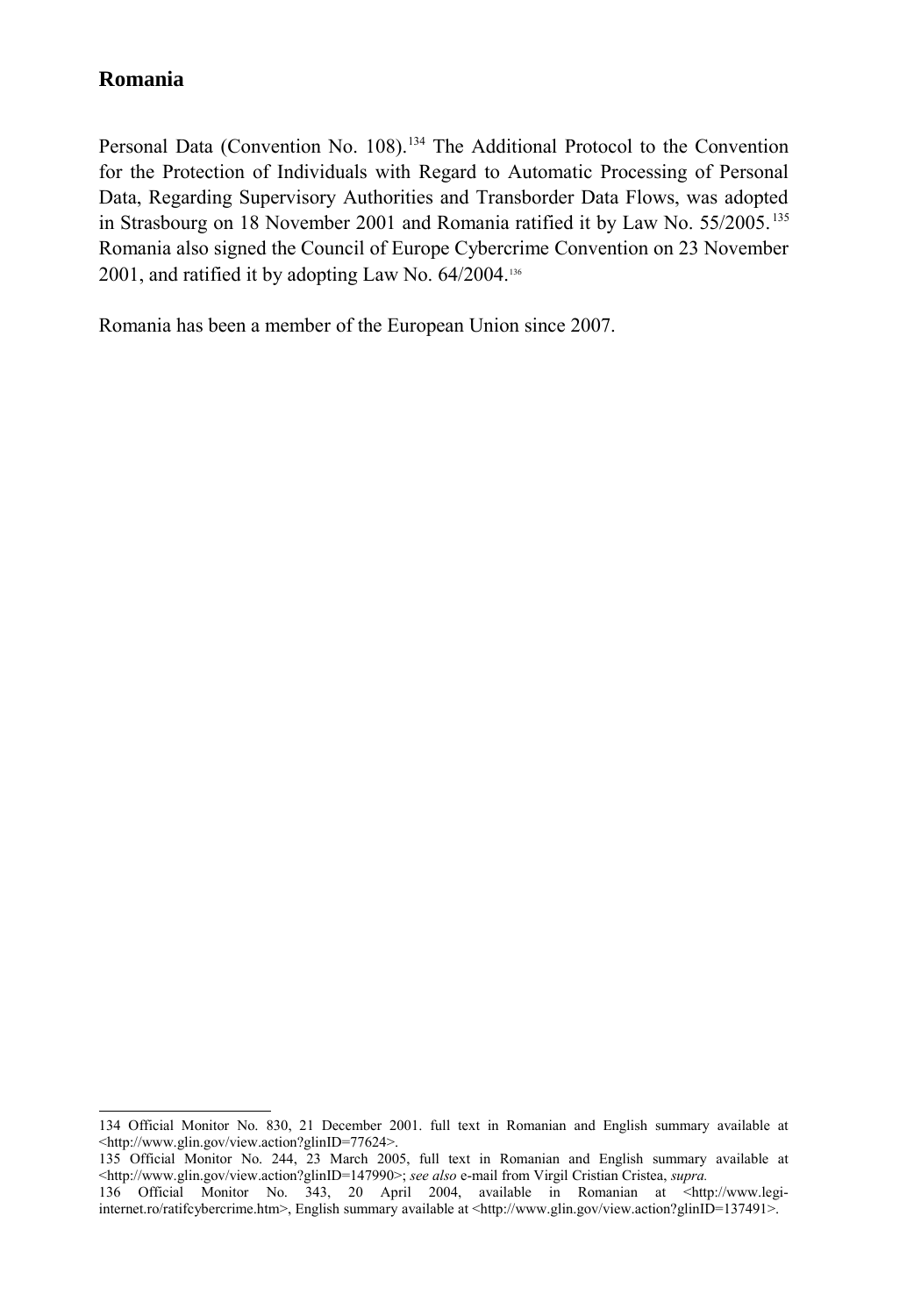## Romania

Personal Data (Convention No. 108).[134] The Additional Protocol to the Convention for the Protection of Individuals with Regard to Automatic Processing of Personal Data, Regarding Supervisory Authorities and Transborder Data Flows, was adopted in Strasbourg on 18 November 2001 and Romania ratified it by Law No. 55/2005.[135] Romania also signed the Council of Europe Cybercrime Convention on 23 November 2001, and ratified it by adopting Law No. 64/2004.[136]

Romania has been a member of the European Union since 2007.

---

134 Official Monitor No. 830, 21 December 2001. full text in Romanian and English summary available at <http://www.glin.gov/view.action?glinID=77624>.

135 Official Monitor No. 244, 23 March 2005, full text in Romanian and English summary available at <http://www.glin.gov/view.action?glinID=147990>; *see also* e-mail from Virgil Cristian Cristea, *supra.*

136 Official Monitor No. 343, 20 April 2004, available in Romanian at <http://www.legi-internet.ro/ratifcybercrime.htm>, English summary available at <http://www.glin.gov/view.action?glinID=137491>.